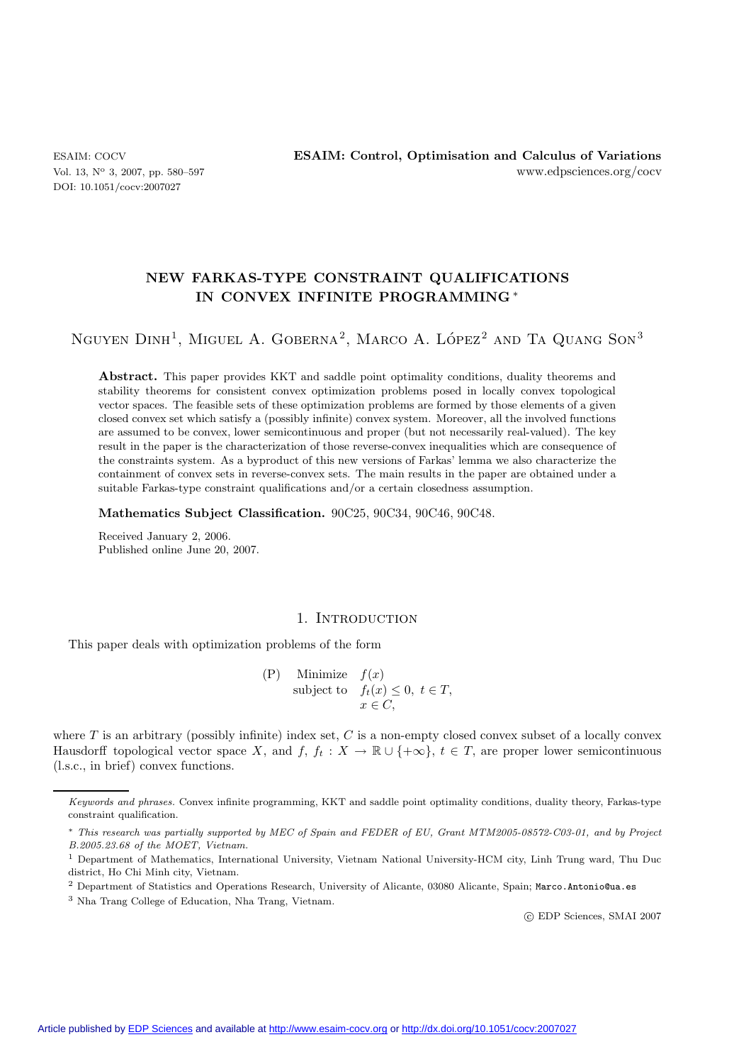# NEW FARKAS-TYPE CONSTRAINT QUALIFICATIONS IN CONVEX INFINITE PROGRAMMING [*]

Nguyen Dinh[1], Miguel A. Goberna[2], Marco A. López[2] and Ta Quang Son[3]

**Abstract.** This paper provides KKT and saddle point optimality conditions, duality theorems and stability theorems for consistent convex optimization problems posed in locally convex topological vector spaces. The feasible sets of these optimization problems are formed by those elements of a given closed convex set which satisfy a (possibly infinite) convex system. Moreover, all the involved functions are assumed to be convex, lower semicontinuous and proper (but not necessarily real-valued). The key result in the paper is the characterization of those reverse-convex inequalities which are consequence of the constraints system. As a byproduct of this new versions of Farkas' lemma we also characterize the containment of convex sets in reverse-convex sets. The main results in the paper are obtained under a suitable Farkas-type constraint qualifications and/or a certain closedness assumption.

**Mathematics Subject Classification.** 90C25, 90C34, 90C46, 90C48.

Received January 2, 2006.
Published online June 20, 2007.

## 1. Introduction

This paper deals with optimization problems of the form

$$
\text{(P)} \quad \begin{array}{ll} \text{Minimize} & f(x) \\ \text{subject to} & f_t(x) \le 0, \ t \in T, \\ & x \in C, \end{array}
$$

where $T$ is an arbitrary (possibly infinite) index set, $C$ is a non-empty closed convex subset of a locally convex Hausdorff topological vector space $X$, and $f$, $f_t : X \to \mathbb{R} \cup \{+\infty\}$, $t \in T$, are proper lower semicontinuous (l.s.c., in brief) convex functions.

---

*Keywords and phrases.* Convex infinite programming, KKT and saddle point optimality conditions, duality theory, Farkas-type constraint qualification.

[*] *This research was partially supported by MEC of Spain and FEDER of EU, Grant MTM2005-08572-C03-01, and by Project B.2005.23.68 of the MOET, Vietnam.*

[1] Department of Mathematics, International University, Vietnam National University-HCM city, Linh Trung ward, Thu Duc district, Ho Chi Minh city, Vietnam.

[2] Department of Statistics and Operations Research, University of Alicante, 03080 Alicante, Spain; Marco.Antonio@ua.es

[3] Nha Trang College of Education, Nha Trang, Vietnam.

© EDP Sciences, SMAI 2007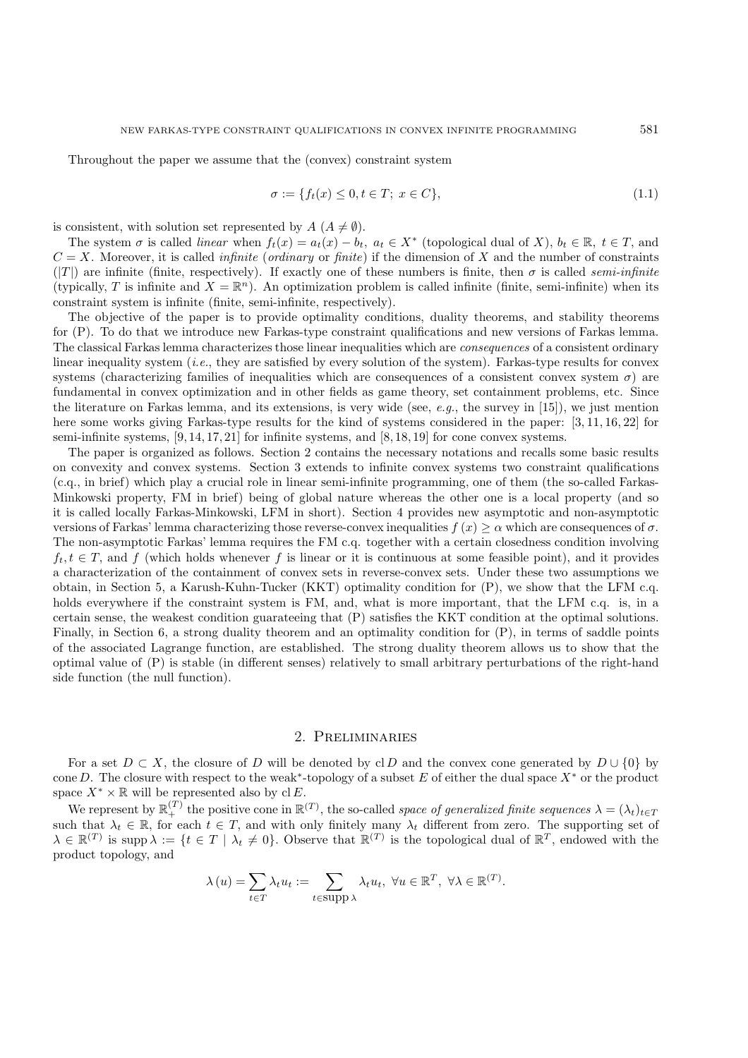Throughout the paper we assume that the (convex) constraint system

$$\sigma := \{f_t(x) \leq 0, t \in T;\ x \in C\}, \tag{1.1}$$

is consistent, with solution set represented by $A$ ($A \neq \emptyset$).

The system $\sigma$ is called *linear* when $f_t(x) = a_t(x) - b_t,\ a_t \in X^*$ (topological dual of $X$), $b_t \in \mathbb{R},\ t \in T$, and $C = X$. Moreover, it is called *infinite* (*ordinary* or *finite*) if the dimension of $X$ and the number of constraints ($|T|$) are infinite (finite, respectively). If exactly one of these numbers is finite, then $\sigma$ is called *semi-infinite* (typically, $T$ is infinite and $X = \mathbb{R}^n$). An optimization problem is called infinite (finite, semi-infinite) when its constraint system is infinite (finite, semi-infinite, respectively).

The objective of the paper is to provide optimality conditions, duality theorems, and stability theorems for (P). To do that we introduce new Farkas-type constraint qualifications and new versions of Farkas lemma. The classical Farkas lemma characterizes those linear inequalities which are *consequences* of a consistent ordinary linear inequality system (*i.e.*, they are satisfied by every solution of the system). Farkas-type results for convex systems (characterizing families of inequalities which are consequences of a consistent convex system $\sigma$) are fundamental in convex optimization and in other fields as game theory, set containment problems, etc. Since the literature on Farkas lemma, and its extensions, is very wide (see, *e.g.*, the survey in [15]), we just mention here some works giving Farkas-type results for the kind of systems considered in the paper: [3, 11, 16, 22] for semi-infinite systems, [9, 14, 17, 21] for infinite systems, and [8, 18, 19] for cone convex systems.

The paper is organized as follows. Section 2 contains the necessary notations and recalls some basic results on convexity and convex systems. Section 3 extends to infinite convex systems two constraint qualifications (c.q., in brief) which play a crucial role in linear semi-infinite programming, one of them (the so-called Farkas-Minkowski property, FM in brief) being of global nature whereas the other one is a local property (and so it is called locally Farkas-Minkowski, LFM in short). Section 4 provides new asymptotic and non-asymptotic versions of Farkas' lemma characterizing those reverse-convex inequalities $f(x) \geq \alpha$ which are consequences of $\sigma$. The non-asymptotic Farkas' lemma requires the FM c.q. together with a certain closedness condition involving $f_t, t \in T$, and $f$ (which holds whenever $f$ is linear or it is continuous at some feasible point), and it provides a characterization of the containment of convex sets in reverse-convex sets. Under these two assumptions we obtain, in Section 5, a Karush-Kuhn-Tucker (KKT) optimality condition for (P), we show that the LFM c.q. holds everywhere if the constraint system is FM, and, what is more important, that the LFM c.q. is, in a certain sense, the weakest condition guarateeing that (P) satisfies the KKT condition at the optimal solutions. Finally, in Section 6, a strong duality theorem and an optimality condition for (P), in terms of saddle points of the associated Lagrange function, are established. The strong duality theorem allows us to show that the optimal value of (P) is stable (in different senses) relatively to small arbitrary perturbations of the right-hand side function (the null function).

## 2. Preliminaries

For a set $D \subset X$, the closure of $D$ will be denoted by $\operatorname{cl} D$ and the convex cone generated by $D \cup \{0\}$ by $\operatorname{cone} D$. The closure with respect to the weak$^*$-topology of a subset $E$ of either the dual space $X^*$ or the product space $X^* \times \mathbb{R}$ will be represented also by $\operatorname{cl} E$.

We represent by $\mathbb{R}_+^{(T)}$ the positive cone in $\mathbb{R}^{(T)}$, the so-called *space of generalized finite sequences* $\lambda = (\lambda_t)_{t \in T}$ such that $\lambda_t \in \mathbb{R}$, for each $t \in T$, and with only finitely many $\lambda_t$ different from zero. The supporting set of $\lambda \in \mathbb{R}^{(T)}$ is $\operatorname{supp} \lambda := \{t \in T \mid \lambda_t \neq 0\}$. Observe that $\mathbb{R}^{(T)}$ is the topological dual of $\mathbb{R}^T$, endowed with the product topology, and

$$\lambda(u) = \sum_{t \in T} \lambda_t u_t := \sum_{t \in \operatorname{supp} \lambda} \lambda_t u_t,\ \forall u \in \mathbb{R}^T,\ \forall \lambda \in \mathbb{R}^{(T)}.$$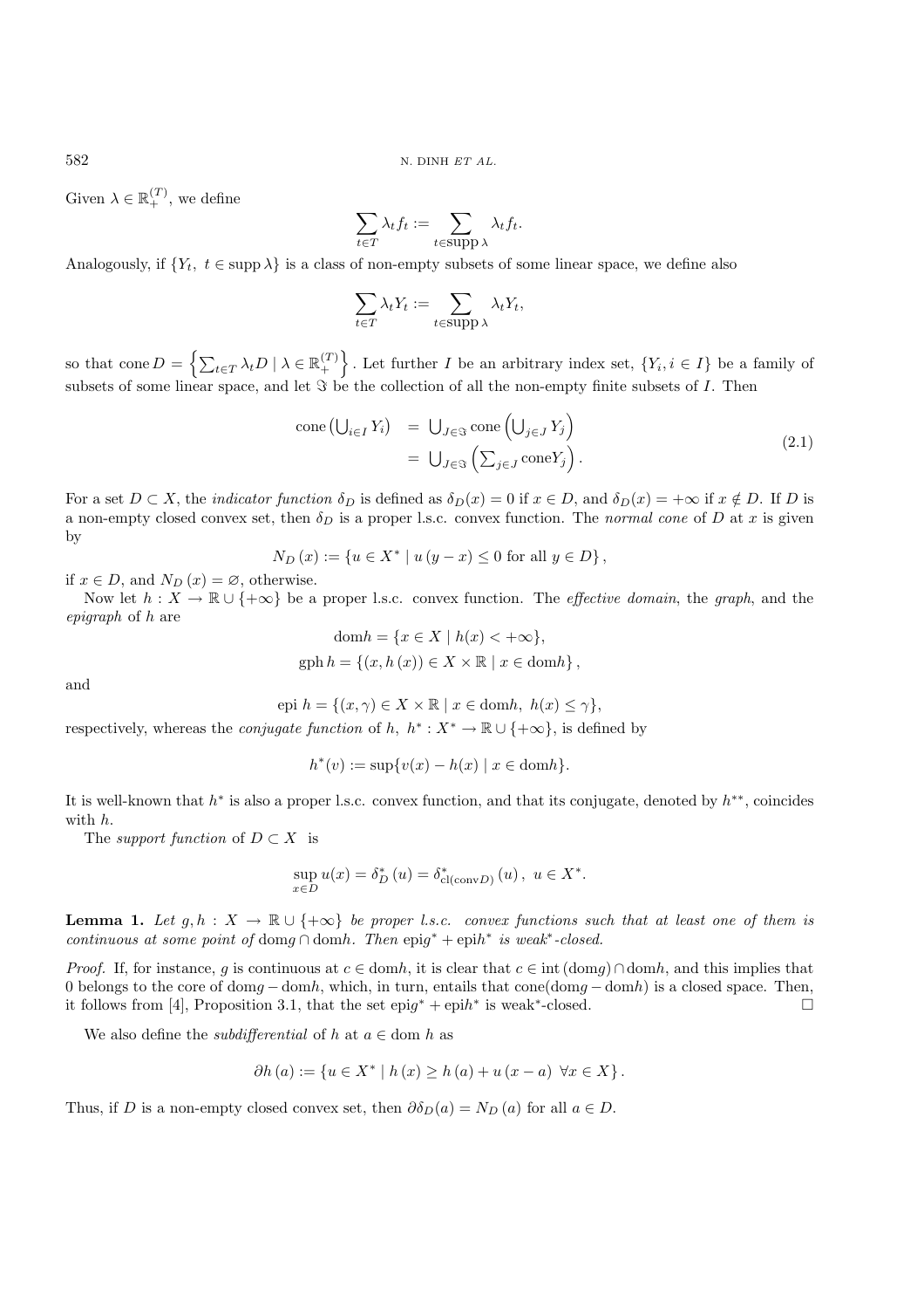Given $\lambda \in \mathbb{R}_+^{(T)}$, we define

$$\sum_{t \in T} \lambda_t f_t := \sum_{t \in \operatorname{supp} \lambda} \lambda_t f_t.$$

Analogously, if $\{Y_t,\ t \in \operatorname{supp} \lambda\}$ is a class of non-empty subsets of some linear space, we define also

$$\sum_{t \in T} \lambda_t Y_t := \sum_{t \in \operatorname{supp} \lambda} \lambda_t Y_t,$$

so that $\operatorname{cone} D = \left\{ \sum_{t \in T} \lambda_t D \mid \lambda \in \mathbb{R}_+^{(T)} \right\}$. Let further $I$ be an arbitrary index set, $\{Y_i, i \in I\}$ be a family of subsets of some linear space, and let $\Im$ be the collection of all the non-empty finite subsets of $I$. Then

$$\begin{aligned} \operatorname{cone}\left(\bigcup_{i \in I} Y_i\right) &= \bigcup_{J \in \Im} \operatorname{cone}\left(\bigcup_{j \in J} Y_j\right) \\ &= \bigcup_{J \in \Im} \left(\sum_{j \in J} \operatorname{cone} Y_j\right). \end{aligned} \tag{2.1}$$

For a set $D \subset X$, the *indicator function* $\delta_D$ is defined as $\delta_D(x) = 0$ if $x \in D$, and $\delta_D(x) = +\infty$ if $x \notin D$. If $D$ is a non-empty closed convex set, then $\delta_D$ is a proper l.s.c. convex function. The *normal cone* of $D$ at $x$ is given by

$$N_D(x) := \{u \in X^* \mid u(y - x) \leq 0 \text{ for all } y \in D\},$$

if $x \in D$, and $N_D(x) = \varnothing$, otherwise.

Now let $h : X \to \mathbb{R} \cup \{+\infty\}$ be a proper l.s.c. convex function. The *effective domain*, the *graph*, and the *epigraph* of $h$ are

$$\operatorname{dom} h = \{x \in X \mid h(x) < +\infty\},$$

$$\operatorname{gph} h = \{(x, h(x)) \in X \times \mathbb{R} \mid x \in \operatorname{dom} h\},$$

and

$$\operatorname{epi} h = \{(x, \gamma) \in X \times \mathbb{R} \mid x \in \operatorname{dom} h,\ h(x) \leq \gamma\},$$

respectively, whereas the *conjugate function* of $h$, $h^* : X^* \to \mathbb{R} \cup \{+\infty\}$, is defined by

$$h^*(v) := \sup\{v(x) - h(x) \mid x \in \operatorname{dom} h\}.$$

It is well-known that $h^*$ is also a proper l.s.c. convex function, and that its conjugate, denoted by $h^{**}$, coincides with $h$.

The *support function* of $D \subset X$ is

$$\sup_{x \in D} u(x) = \delta_D^*(u) = \delta_{\operatorname{cl}(\operatorname{conv} D)}^*(u),\ u \in X^*.$$

**Lemma 1.** *Let $g, h : X \to \mathbb{R} \cup \{+\infty\}$ be proper l.s.c. convex functions such that at least one of them is continuous at some point of $\operatorname{dom} g \cap \operatorname{dom} h$. Then $\operatorname{epi} g^* + \operatorname{epi} h^*$ is weak\*-closed.*

*Proof.* If, for instance, $g$ is continuous at $c \in \operatorname{dom} h$, it is clear that $c \in \operatorname{int}(\operatorname{dom} g) \cap \operatorname{dom} h$, and this implies that 0 belongs to the core of $\operatorname{dom} g - \operatorname{dom} h$, which, in turn, entails that $\operatorname{cone}(\operatorname{dom} g - \operatorname{dom} h)$ is a closed space. Then, it follows from [4], Proposition 3.1, that the set $\operatorname{epi} g^* + \operatorname{epi} h^*$ is weak\*-closed. □

We also define the *subdifferential* of $h$ at $a \in \operatorname{dom} h$ as

$$\partial h(a) := \{u \in X^* \mid h(x) \geq h(a) + u(x - a)\ \forall x \in X\}.$$

Thus, if $D$ is a non-empty closed convex set, then $\partial \delta_D(a) = N_D(a)$ for all $a \in D$.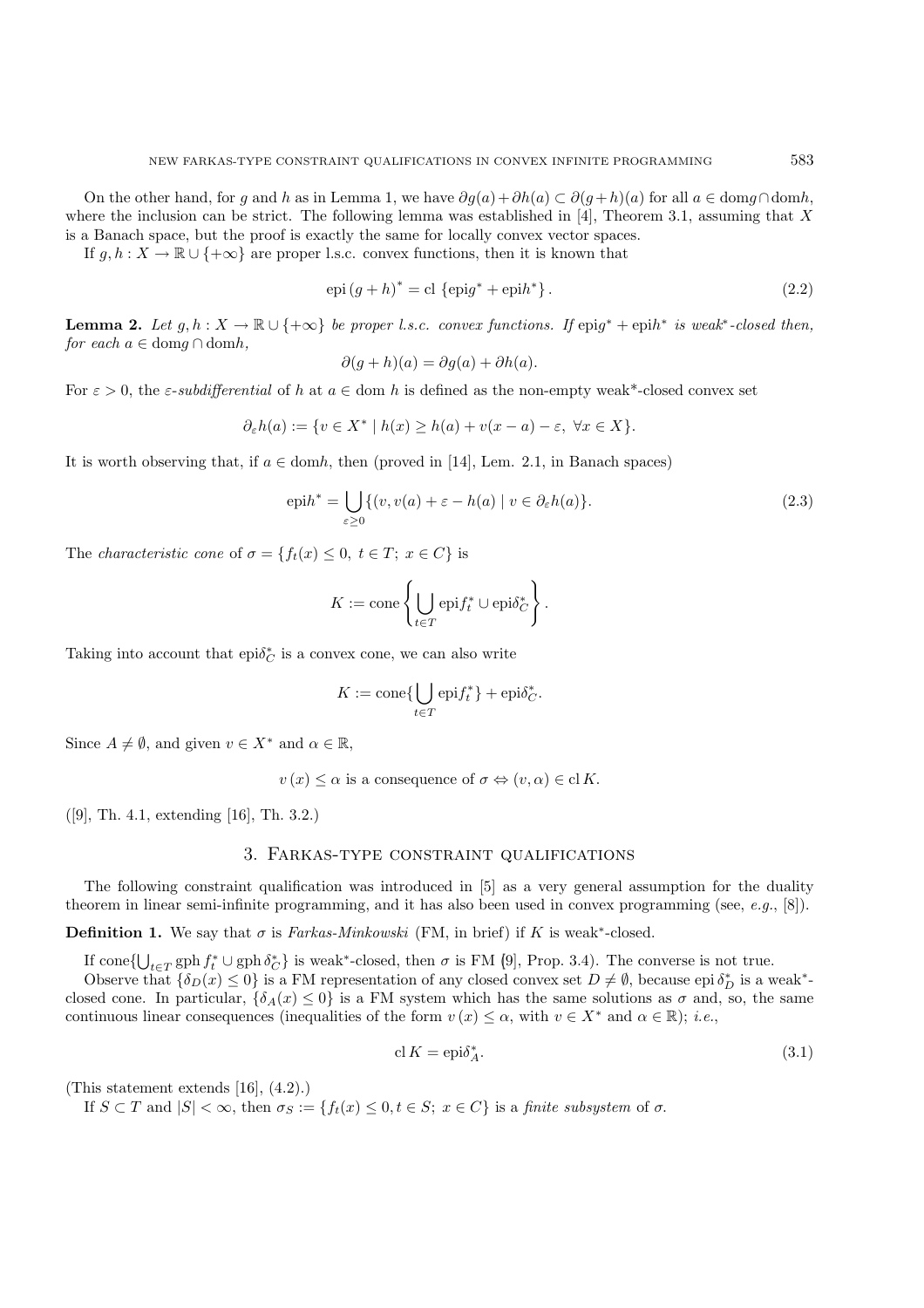On the other hand, for $g$ and $h$ as in Lemma 1, we have $\partial g(a) + \partial h(a) \subset \partial(g+h)(a)$ for all $a \in \mathrm{dom} g \cap \mathrm{dom} h$, where the inclusion can be strict. The following lemma was established in [4], Theorem 3.1, assuming that $X$ is a Banach space, but the proof is exactly the same for locally convex vector spaces.

If $g, h : X \to \mathbb{R} \cup \{+\infty\}$ are proper l.s.c. convex functions, then it is known that

$$\mathrm{epi}\,(g+h)^* = \mathrm{cl}\,\{\mathrm{epi} g^* + \mathrm{epi} h^*\}. \tag{2.2}$$

**Lemma 2.** *Let $g, h : X \to \mathbb{R} \cup \{+\infty\}$ be proper l.s.c. convex functions. If $\mathrm{epi} g^* + \mathrm{epi} h^*$ is weak\*-closed then, for each $a \in \mathrm{dom} g \cap \mathrm{dom} h$,*

$$\partial(g+h)(a) = \partial g(a) + \partial h(a).$$

For $\varepsilon > 0$, the *$\varepsilon$-subdifferential* of $h$ at $a \in \mathrm{dom}\, h$ is defined as the non-empty weak\*-closed convex set

$$\partial_\varepsilon h(a) := \{v \in X^* \mid h(x) \geq h(a) + v(x-a) - \varepsilon,\ \forall x \in X\}.$$

It is worth observing that, if $a \in \mathrm{dom} h$, then (proved in [14], Lem. 2.1, in Banach spaces)

$$\mathrm{epi} h^* = \bigcup_{\varepsilon \geq 0} \{(v, v(a) + \varepsilon - h(a) \mid v \in \partial_\varepsilon h(a)\}. \tag{2.3}$$

The *characteristic cone* of $\sigma = \{f_t(x) \leq 0,\ t \in T;\ x \in C\}$ is

$$K := \mathrm{cone}\left\{\bigcup_{t \in T} \mathrm{epi} f_t^* \cup \mathrm{epi}\delta_C^*\right\}.$$

Taking into account that $\mathrm{epi}\delta_C^*$ is a convex cone, we can also write

$$K := \mathrm{cone}\{\bigcup_{t \in T} \mathrm{epi} f_t^*\} + \mathrm{epi}\delta_C^*.$$

Since $A \neq \emptyset$, and given $v \in X^*$ and $\alpha \in \mathbb{R}$,

$$v(x) \leq \alpha \text{ is a consequence of } \sigma \Leftrightarrow (v, \alpha) \in \mathrm{cl}\, K.$$

([9], Th. 4.1, extending [16], Th. 3.2.)

## 3. Farkas-type constraint qualifications

The following constraint qualification was introduced in [5] as a very general assumption for the duality theorem in linear semi-infinite programming, and it has also been used in convex programming (see, *e.g.*, [8]).

**Definition 1.** We say that $\sigma$ is *Farkas-Minkowski* (FM, in brief) if $K$ is weak\*-closed.

If $\mathrm{cone}\{\bigcup_{t \in T} \mathrm{gph}\, f_t^* \cup \mathrm{gph}\, \delta_C^*\}$ is weak\*-closed, then $\sigma$ is FM [9], Prop. 3.4). The converse is not true.

Observe that $\{\delta_D(x) \leq 0\}$ is a FM representation of any closed convex set $D \neq \emptyset$, because $\mathrm{epi}\, \delta_D^*$ is a weak\*-closed cone. In particular, $\{\delta_A(x) \leq 0\}$ is a FM system which has the same solutions as $\sigma$ and, so, the same continuous linear consequences (inequalities of the form $v(x) \leq \alpha$, with $v \in X^*$ and $\alpha \in \mathbb{R}$); *i.e.*,

$$\mathrm{cl}\, K = \mathrm{epi}\delta_A^*. \tag{3.1}$$

(This statement extends [16], (4.2).)

If $S \subset T$ and $|S| < \infty$, then $\sigma_S := \{f_t(x) \leq 0, t \in S;\ x \in C\}$ is a *finite subsystem* of $\sigma$.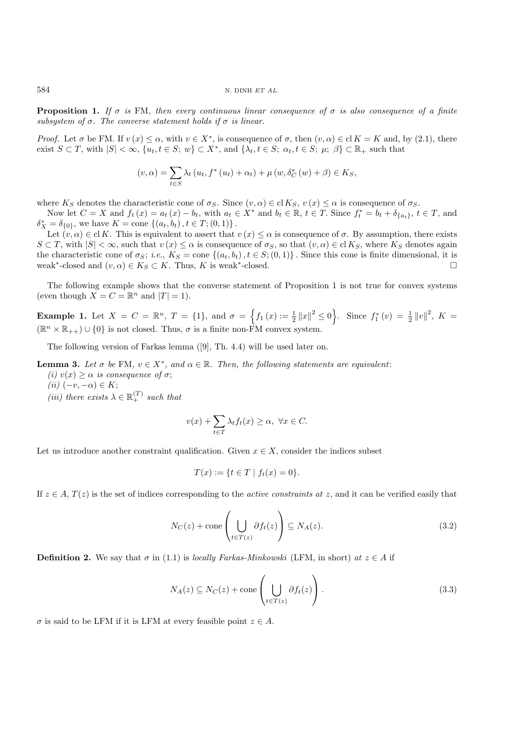**Proposition 1.** *If $\sigma$ is* FM, *then every continuous linear consequence of $\sigma$ is also consequence of a finite subsystem of $\sigma$. The converse statement holds if $\sigma$ is linear.*

*Proof.* Let $\sigma$ be FM. If $v(x) \leq \alpha$, with $v \in X^*$, is consequence of $\sigma$, then $(v, \alpha) \in \operatorname{cl} K = K$ and, by (2.1), there exist $S \subset T$, with $|S| < \infty$, $\{u_t, t \in S;\ w\} \subset X^*$, and $\{\lambda_t, t \in S;\ \alpha_t, t \in S;\ \mu;\ \beta\} \subset \mathbb{R}_+$ such that

$$(v, \alpha) = \sum_{t \in S} \lambda_t \left(u_t, f^*(u_t) + \alpha_t\right) + \mu \left(w, \delta_C^*(w) + \beta\right) \in K_S,$$

where $K_S$ denotes the characteristic cone of $\sigma_S$. Since $(v, \alpha) \in \operatorname{cl} K_S$, $v(x) \leq \alpha$ is consequence of $\sigma_S$.

Now let $C = X$ and $f_t(x) = a_t(x) - b_t$, with $a_t \in X^*$ and $b_t \in \mathbb{R}$, $t \in T$. Since $f_t^* = b_t + \delta_{\{a_t\}}$, $t \in T$, and $\delta_X^* = \delta_{\{0\}}$, we have $K = \operatorname{cone}\{(a_t, b_t), t \in T; (0,1)\}$.

Let $(v, \alpha) \in \operatorname{cl} K$. This is equivalent to assert that $v(x) \leq \alpha$ is consequence of $\sigma$. By assumption, there exists $S \subset T$, with $|S| < \infty$, such that $v(x) \leq \alpha$ is consequence of $\sigma_S$, so that $(v, \alpha) \in \operatorname{cl} K_S$, where $K_S$ denotes again the characteristic cone of $\sigma_S$; *i.e.*, $K_S = \operatorname{cone}\{(a_t, b_t), t \in S; (0,1)\}$. Since this cone is finite dimensional, it is weak$^*$-closed and $(v, \alpha) \in K_S \subset K$. Thus, $K$ is weak$^*$-closed. $\square$

The following example shows that the converse statement of Proposition 1 is not true for convex systems (even though $X = C = \mathbb{R}^n$ and $|T| = 1$).

**Example 1.** Let $X = C = \mathbb{R}^n$, $T = \{1\}$, and $\sigma = \left\{f_1(x) := \frac{1}{2}\|x\|^2 \leq 0\right\}$. Since $f_1^*(v) = \frac{1}{2}\|v\|^2$, $K = (\mathbb{R}^n \times \mathbb{R}_{++}) \cup \{0\}$ is not closed. Thus, $\sigma$ is a finite non-FM convex system.

The following version of Farkas lemma ([9], Th. 4.4) will be used later on.

**Lemma 3.** *Let $\sigma$ be* FM, *$v \in X^*$, and $\alpha \in \mathbb{R}$. Then, the following statements are equivalent*:
*(i) $v(x) \geq \alpha$ is consequence of $\sigma$;*
*(ii) $(-v, -\alpha) \in K$;*
*(iii) there exists $\lambda \in \mathbb{R}_+^{(T)}$ such that*

$$v(x) + \sum_{t \in T} \lambda_t f_t(x) \geq \alpha,\ \forall x \in C.$$

Let us introduce another constraint qualification. Given $x \in X$, consider the indices subset

$$T(x) := \{t \in T \mid f_t(x) = 0\}.$$

If $z \in A$, $T(z)$ is the set of indices corresponding to the *active constraints at* $z$, and it can be verified easily that

$$N_C(z) + \operatorname{cone}\left(\bigcup_{t \in T(z)} \partial f_t(z)\right) \subseteq N_A(z). \tag{3.2}$$

**Definition 2.** We say that $\sigma$ in (1.1) is *locally Farkas-Minkowski* (LFM, in short) *at* $z \in A$ if

$$N_A(z) \subseteq N_C(z) + \operatorname{cone}\left(\bigcup_{t \in T(z)} \partial f_t(z)\right). \tag{3.3}$$

$\sigma$ is said to be LFM if it is LFM at every feasible point $z \in A$.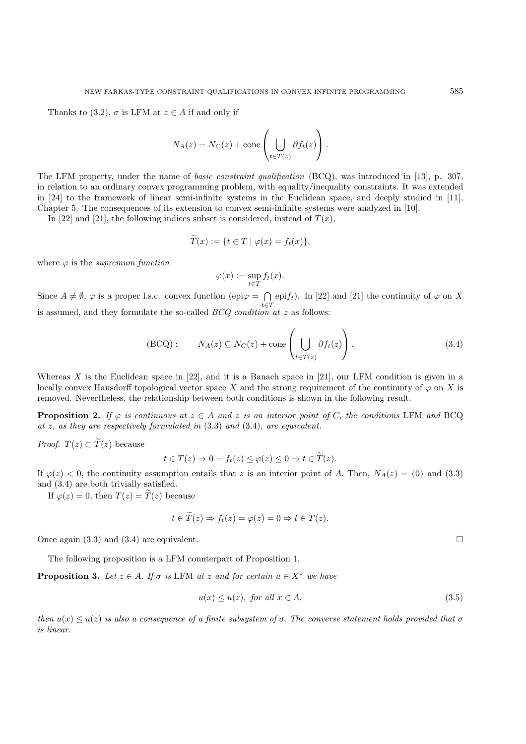Thanks to (3.2), $\sigma$ is LFM at $z \in A$ if and only if

$$N_A(z) = N_C(z) + \operatorname{cone}\left(\bigcup_{t \in T(z)} \partial f_t(z)\right).$$

The LFM property, under the name of *basic constraint qualification* (BCQ), was introduced in [13], p. 307, in relation to an ordinary convex programming problem, with equality/inequality constraints. It was extended in [24] to the framework of linear semi-infinite systems in the Euclidean space, and deeply studied in [11], Chapter 5. The consequences of its extension to convex semi-infinite systems were analyzed in [10].

In [22] and [21], the following indices subset is considered, instead of $T(x)$,

$$\widetilde{T}(x) := \{t \in T \mid \varphi(x) = f_t(x)\},$$

where $\varphi$ is the *supremum function*

$$\varphi(x) := \sup_{t \in T} f_t(x).$$

Since $A \neq \emptyset$, $\varphi$ is a proper l.s.c. convex function ($\operatorname{epi}\varphi = \bigcap_{t \in T} \operatorname{epi} f_t$). In [22] and [21] the continuity of $\varphi$ on $X$ is assumed, and they formulate the so-called *BCQ condition at* $z$ as follows:

$$(\text{BCQ}): \qquad N_A(z) \subseteq N_C(z) + \operatorname{cone}\left(\bigcup_{t \in \widetilde{T}(z)} \partial f_t(z)\right). \tag{3.4}$$

Whereas $X$ is the Euclidean space in [22], and it is a Banach space in [21], our LFM condition is given in a locally convex Hausdorff topological vector space $X$ and the strong requirement of the continuity of $\varphi$ on $X$ is removed. Nevertheless, the relationship between both conditions is shown in the following result.

**Proposition 2.** *If $\varphi$ is continuous at $z \in A$ and $z$ is an interior point of $C$, the conditions* LFM *and* BCQ *at $z$, as they are respectively formulated in* (3.3) *and* (3.4)*, are equivalent.*

*Proof.* $T(z) \subset \widetilde{T}(z)$ because

$$t \in T(z) \Rightarrow 0 = f_t(z) \leq \varphi(z) \leq 0 \Rightarrow t \in \widetilde{T}(z).$$

If $\varphi(z) < 0$, the continuity assumption entails that $z$ is an interior point of $A$. Then, $N_A(z) = \{0\}$ and (3.3) and (3.4) are both trivially satisfied.

If $\varphi(z) = 0$, then $T(z) = \widetilde{T}(z)$ because

$$t \in \widetilde{T}(z) \Rightarrow f_t(z) = \varphi(z) = 0 \Rightarrow t \in T(z).$$

Once again (3.3) and (3.4) are equivalent. $\square$

The following proposition is a LFM counterpart of Proposition 1.

**Proposition 3.** *Let $z \in A$. If $\sigma$ is* LFM *at $z$ and for certain $u \in X^*$ we have*

$$u(x) \leq u(z), \text{ for all } x \in A, \tag{3.5}$$

*then $u(x) \leq u(z)$ is also a consequence of a finite subsystem of $\sigma$. The converse statement holds provided that $\sigma$ is linear.*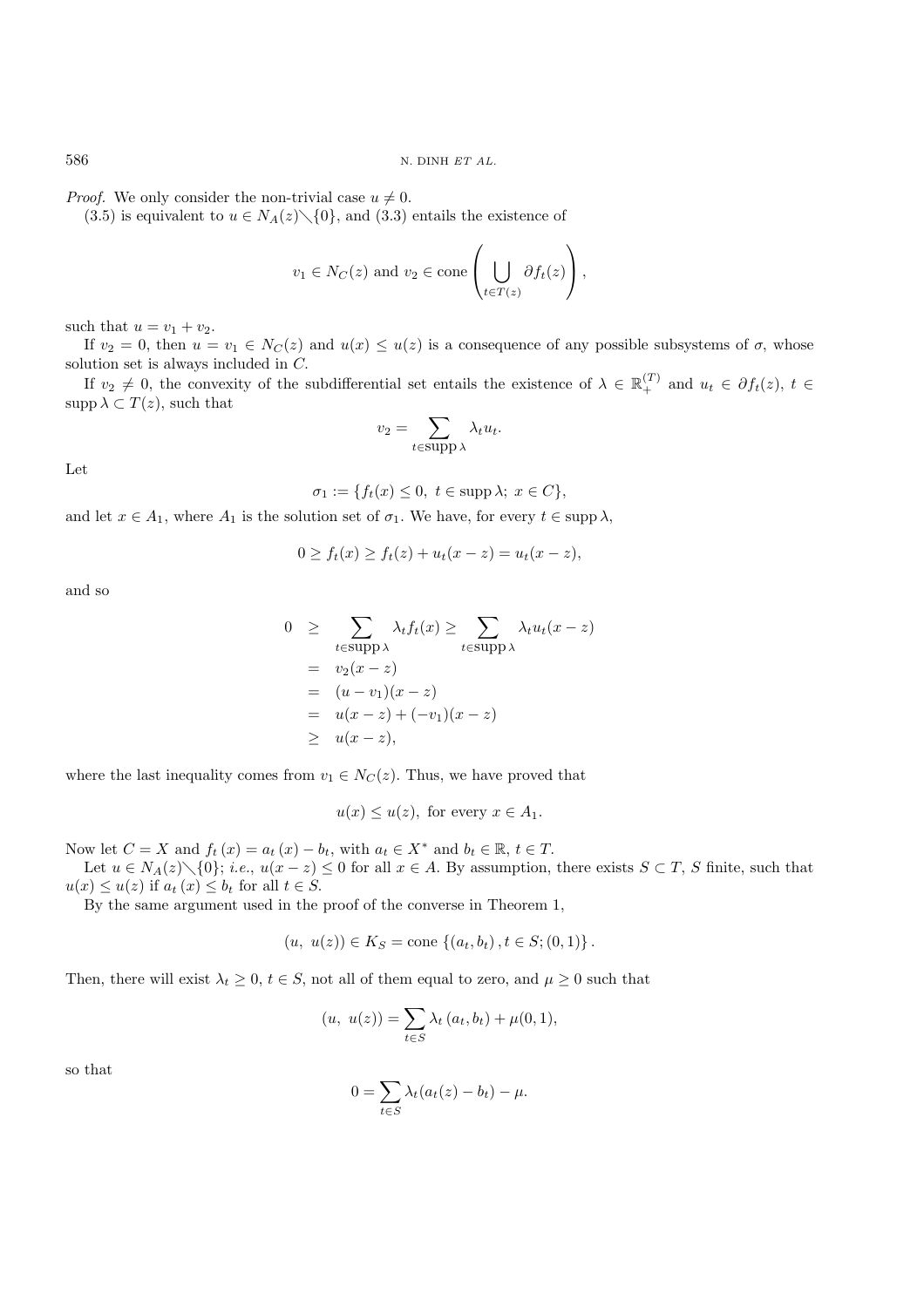*Proof.* We only consider the non-trivial case $u \neq 0$.

(3.5) is equivalent to $u \in N_A(z) \setminus \{0\}$, and (3.3) entails the existence of

$$v_1 \in N_C(z) \text{ and } v_2 \in \operatorname{cone}\left(\bigcup_{t \in T(z)} \partial f_t(z)\right),$$

such that $u = v_1 + v_2$.

If $v_2 = 0$, then $u = v_1 \in N_C(z)$ and $u(x) \leq u(z)$ is a consequence of any possible subsystems of $\sigma$, whose solution set is always included in $C$.

If $v_2 \neq 0$, the convexity of the subdifferential set entails the existence of $\lambda \in \mathbb{R}_+^{(T)}$ and $u_t \in \partial f_t(z)$, $t \in \operatorname{supp} \lambda \subset T(z)$, such that

$$v_2 = \sum_{t \in \operatorname{supp} \lambda} \lambda_t u_t.$$

Let

$$\sigma_1 := \{f_t(x) \leq 0, \ t \in \operatorname{supp} \lambda; \ x \in C\},$$

and let $x \in A_1$, where $A_1$ is the solution set of $\sigma_1$. We have, for every $t \in \operatorname{supp} \lambda$,

$$0 \geq f_t(x) \geq f_t(z) + u_t(x - z) = u_t(x - z),$$

and so

$$\begin{aligned}
0 &\geq \sum_{t \in \operatorname{supp} \lambda} \lambda_t f_t(x) \geq \sum_{t \in \operatorname{supp} \lambda} \lambda_t u_t(x - z) \\
&= v_2(x - z) \\
&= (u - v_1)(x - z) \\
&= u(x - z) + (-v_1)(x - z) \\
&\geq u(x - z),
\end{aligned}$$

where the last inequality comes from $v_1 \in N_C(z)$. Thus, we have proved that

$$u(x) \leq u(z), \text{ for every } x \in A_1.$$

Now let $C = X$ and $f_t(x) = a_t(x) - b_t$, with $a_t \in X^*$ and $b_t \in \mathbb{R}$, $t \in T$.

Let $u \in N_A(z) \setminus \{0\}$; *i.e.*, $u(x - z) \leq 0$ for all $x \in A$. By assumption, there exists $S \subset T$, $S$ finite, such that $u(x) \leq u(z)$ if $a_t(x) \leq b_t$ for all $t \in S$.

By the same argument used in the proof of the converse in Theorem 1,

$$(u, \ u(z)) \in K_S = \operatorname{cone}\{(a_t, b_t), t \in S; (0, 1)\}.$$

Then, there will exist $\lambda_t \geq 0$, $t \in S$, not all of them equal to zero, and $\mu \geq 0$ such that

$$(u, \ u(z)) = \sum_{t \in S} \lambda_t (a_t, b_t) + \mu(0, 1),$$

so that

$$0 = \sum_{t \in S} \lambda_t (a_t(z) - b_t) - \mu.$$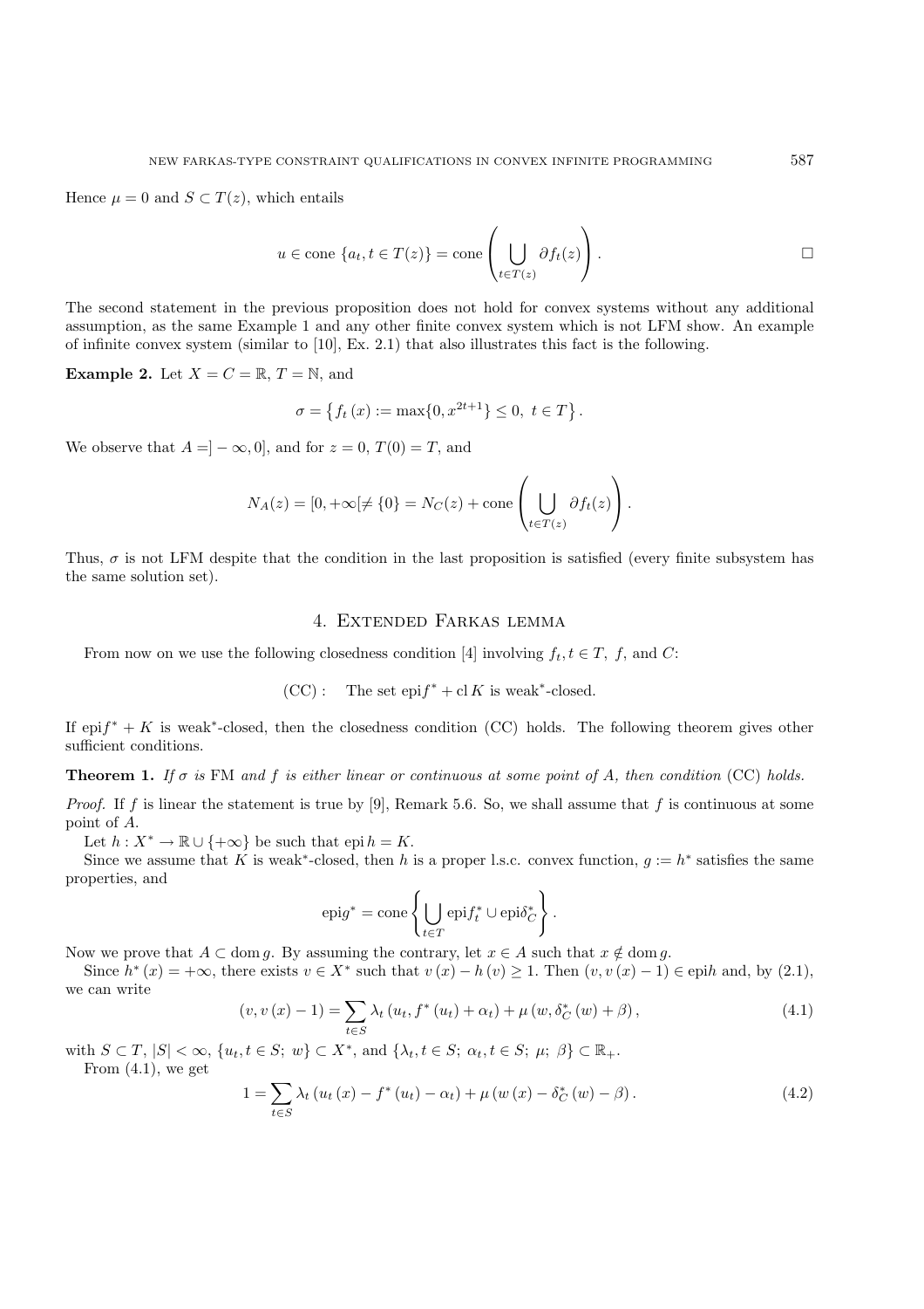Hence $\mu = 0$ and $S \subset T(z)$, which entails

$$u \in \operatorname{cone}\{a_t, t \in T(z)\} = \operatorname{cone}\left(\bigcup_{t\in T(z)} \partial f_t(z)\right). \qquad \square$$

The second statement in the previous proposition does not hold for convex systems without any additional assumption, as the same Example 1 and any other finite convex system which is not LFM show. An example of infinite convex system (similar to [10], Ex. 2.1) that also illustrates this fact is the following.

**Example 2.** Let $X = C = \mathbb{R}$, $T = \mathbb{N}$, and

$$\sigma = \left\{ f_t(x) := \max\{0, x^{2t+1}\} \leq 0,\ t \in T \right\}.$$

We observe that $A = ]-\infty, 0]$, and for $z = 0$, $T(0) = T$, and

$$N_A(z) = [0, +\infty[ \neq \{0\} = N_C(z) + \operatorname{cone}\left(\bigcup_{t\in T(z)} \partial f_t(z)\right).$$

Thus, $\sigma$ is not LFM despite that the condition in the last proposition is satisfied (every finite subsystem has the same solution set).

## 4. Extended Farkas lemma

From now on we use the following closedness condition [4] involving $f_t, t \in T$, $f$, and $C$:

$$\text{(CC)}: \quad \text{The set } \operatorname{epi} f^* + \operatorname{cl} K \text{ is weak}^*\text{-closed.}$$

If $\operatorname{epi} f^* + K$ is weak$^*$-closed, then the closedness condition (CC) holds. The following theorem gives other sufficient conditions.

**Theorem 1.** *If $\sigma$ is* FM *and $f$ is either linear or continuous at some point of $A$, then condition* (CC) *holds.*

*Proof.* If $f$ is linear the statement is true by [9], Remark 5.6. So, we shall assume that $f$ is continuous at some point of $A$.

Let $h : X^* \to \mathbb{R} \cup \{+\infty\}$ be such that $\operatorname{epi} h = K$.

Since we assume that $K$ is weak$^*$-closed, then $h$ is a proper l.s.c. convex function, $g := h^*$ satisfies the same properties, and

$$\operatorname{epi} g^* = \operatorname{cone}\left\{\bigcup_{t\in T} \operatorname{epi} f_t^* \cup \operatorname{epi} \delta_C^*\right\}.$$

Now we prove that $A \subset \operatorname{dom} g$. By assuming the contrary, let $x \in A$ such that $x \notin \operatorname{dom} g$.

Since $h^*(x) = +\infty$, there exists $v \in X^*$ such that $v(x) - h(v) \geq 1$. Then $(v, v(x) - 1) \in \operatorname{epi} h$ and, by (2.1), we can write

$$(v, v(x) - 1) = \sum_{t\in S} \lambda_t (u_t, f^*(u_t) + \alpha_t) + \mu (w, \delta_C^*(w) + \beta), \tag{4.1}$$

with $S \subset T$, $|S| < \infty$, $\{u_t, t \in S;\ w\} \subset X^*$, and $\{\lambda_t, t \in S;\ \alpha_t, t \in S;\ \mu;\ \beta\} \subset \mathbb{R}_+$.

From (4.1), we get

$$1 = \sum_{t\in S} \lambda_t (u_t(x) - f^*(u_t) - \alpha_t) + \mu (w(x) - \delta_C^*(w) - \beta). \tag{4.2}$$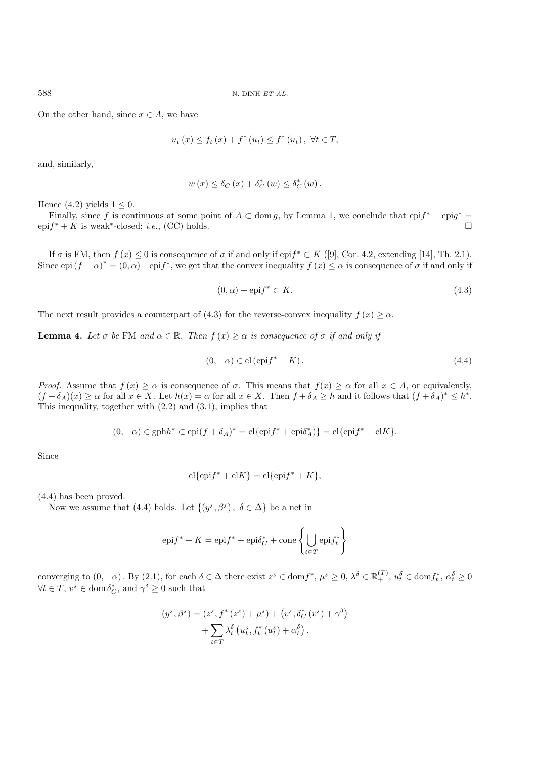On the other hand, since $x \in A$, we have

$$u_t(x) \leq f_t(x) + f^*(u_t) \leq f^*(u_t), \ \forall t \in T,$$

and, similarly,

$$w(x) \leq \delta_C(x) + \delta_C^*(w) \leq \delta_C^*(w).$$

Hence (4.2) yields $1 \leq 0$.

Finally, since $f$ is continuous at some point of $A \subset \operatorname{dom} g$, by Lemma 1, we conclude that $\operatorname{epi} f^* + \operatorname{epi} g^* = \operatorname{epi} f^* + K$ is weak*-closed; *i.e.*, (CC) holds. $\square$

If $\sigma$ is FM, then $f(x) \leq 0$ is consequence of $\sigma$ if and only if $\operatorname{epi} f^* \subset K$ ([9], Cor. 4.2, extending [14], Th. 2.1). Since $\operatorname{epi}(f - \alpha)^* = (0, \alpha) + \operatorname{epi} f^*$, we get that the convex inequality $f(x) \leq \alpha$ is consequence of $\sigma$ if and only if

$$(0, \alpha) + \operatorname{epi} f^* \subset K. \tag{4.3}$$

The next result provides a counterpart of (4.3) for the reverse-convex inequality $f(x) \geq \alpha$.

**Lemma 4.** *Let $\sigma$ be* FM *and $\alpha \in \mathbb{R}$. Then $f(x) \geq \alpha$ is consequence of $\sigma$ if and only if*

$$(0, -\alpha) \in \operatorname{cl}(\operatorname{epi} f^* + K). \tag{4.4}$$

*Proof.* Assume that $f(x) \geq \alpha$ is consequence of $\sigma$. This means that $f(x) \geq \alpha$ for all $x \in A$, or equivalently, $(f + \delta_A)(x) \geq \alpha$ for all $x \in X$. Let $h(x) = \alpha$ for all $x \in X$. Then $f + \delta_A \geq h$ and it follows that $(f + \delta_A)^* \leq h^*$. This inequality, together with (2.2) and (3.1), implies that

$$(0, -\alpha) \in \operatorname{gph} h^* \subset \operatorname{epi}(f + \delta_A)^* = \operatorname{cl}\{\operatorname{epi} f^* + \operatorname{epi} \delta_A^*)\} = \operatorname{cl}\{\operatorname{epi} f^* + \operatorname{cl} K\}.$$

Since

$$\operatorname{cl}\{\operatorname{epi} f^* + \operatorname{cl} K\} = \operatorname{cl}\{\operatorname{epi} f^* + K\},$$

(4.4) has been proved.

Now we assume that (4.4) holds. Let $\{(y^\delta, \beta^\delta), \ \delta \in \Delta\}$ be a net in

$$\operatorname{epi} f^* + K = \operatorname{epi} f^* + \operatorname{epi} \delta_C^* + \operatorname{cone}\left\{\bigcup_{t \in T} \operatorname{epi} f_t^*\right\}$$

converging to $(0, -\alpha)$. By (2.1), for each $\delta \in \Delta$ there exist $z^\delta \in \operatorname{dom} f^*$, $\mu^\delta \geq 0$, $\lambda^\delta \in \mathbb{R}_+^{(T)}$, $u_t^\delta \in \operatorname{dom} f_t^*$, $\alpha_t^\delta \geq 0$ $\forall t \in T$, $v^\delta \in \operatorname{dom} \delta_C^*$, and $\gamma^\delta \geq 0$ such that

$$\begin{aligned}(y^\delta, \beta^\delta) &= (z^\delta, f^*(z^\delta) + \mu^\delta) + \left(v^\delta, \delta_C^*(v^\delta) + \gamma^\delta\right) \\ &\quad + \sum_{t \in T} \lambda_t^\delta \left(u_t^\delta, f_t^*(u_t^\delta) + \alpha_t^\delta\right).\end{aligned}$$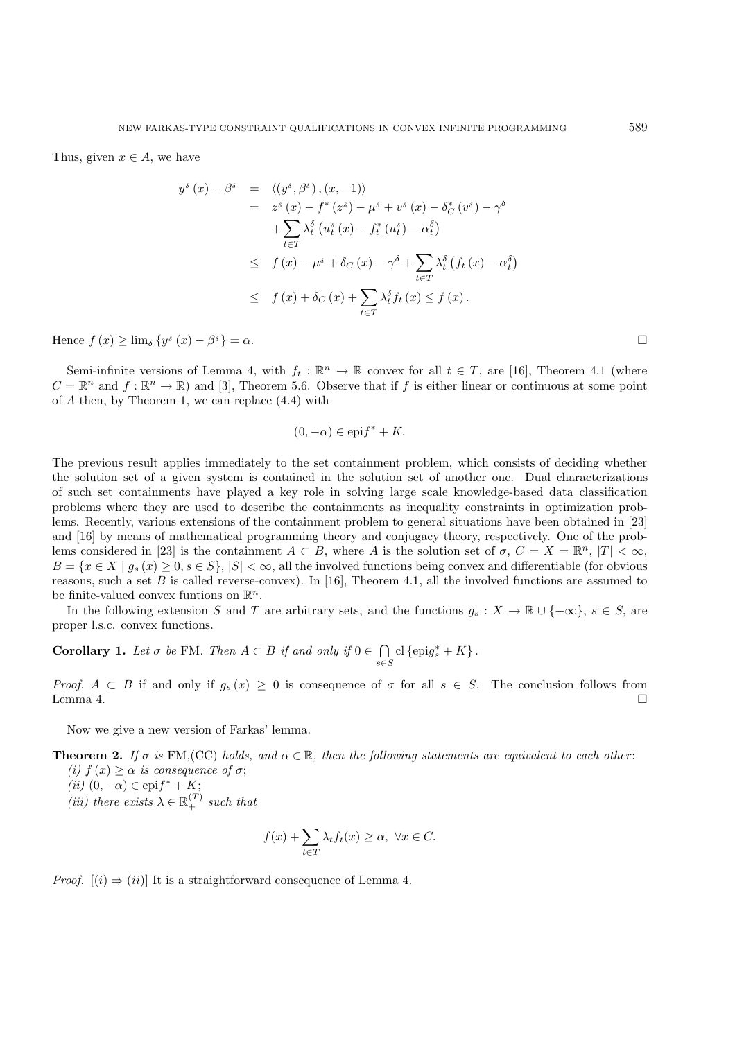Thus, given $x \in A$, we have

$$
\begin{aligned}
y^{\delta}(x) - \beta^{\delta} &= \langle (y^{\delta}, \beta^{\delta}), (x, -1) \rangle \\
&= z^{\delta}(x) - f^{*}(z^{\delta}) - \mu^{\delta} + v^{\delta}(x) - \delta_C^{*}(v^{\delta}) - \gamma^{\delta} \\
&\quad + \sum_{t \in T} \lambda_t^{\delta} \left( u_t^{\delta}(x) - f_t^{*}(u_t^{\delta}) - \alpha_t^{\delta} \right) \\
&\leq f(x) - \mu^{\delta} + \delta_C(x) - \gamma^{\delta} + \sum_{t \in T} \lambda_t^{\delta} \left( f_t(x) - \alpha_t^{\delta} \right) \\
&\leq f(x) + \delta_C(x) + \sum_{t \in T} \lambda_t^{\delta} f_t(x) \leq f(x).
\end{aligned}
$$

Hence $f(x) \geq \lim_{\delta} \{ y^{\delta}(x) - \beta^{\delta} \} = \alpha$. □

Semi-infinite versions of Lemma 4, with $f_t : \mathbb{R}^n \to \mathbb{R}$ convex for all $t \in T$, are [16], Theorem 4.1 (where $C = \mathbb{R}^n$ and $f : \mathbb{R}^n \to \mathbb{R}$) and [3], Theorem 5.6. Observe that if $f$ is either linear or continuous at some point of $A$ then, by Theorem 1, we can replace (4.4) with

$$
(0, -\alpha) \in \operatorname{epi} f^{*} + K.
$$

The previous result applies immediately to the set containment problem, which consists of deciding whether the solution set of a given system is contained in the solution set of another one. Dual characterizations of such set containments have played a key role in solving large scale knowledge-based data classification problems where they are used to describe the containments as inequality constraints in optimization problems. Recently, various extensions of the containment problem to general situations have been obtained in [23] and [16] by means of mathematical programming theory and conjugacy theory, respectively. One of the problems considered in [23] is the containment $A \subset B$, where $A$ is the solution set of $\sigma$, $C = X = \mathbb{R}^n$, $|T| < \infty$, $B = \{ x \in X \mid g_s(x) \geq 0, s \in S \}$, $|S| < \infty$, all the involved functions being convex and differentiable (for obvious reasons, such a set $B$ is called reverse-convex). In [16], Theorem 4.1, all the involved functions are assumed to be finite-valued convex funtions on $\mathbb{R}^n$.

In the following extension $S$ and $T$ are arbitrary sets, and the functions $g_s : X \to \mathbb{R} \cup \{+\infty\}$, $s \in S$, are proper l.s.c. convex functions.

**Corollary 1.** *Let $\sigma$ be* FM. *Then $A \subset B$ if and only if* $0 \in \bigcap_{s \in S} \operatorname{cl} \{ \operatorname{epi} g_s^{*} + K \}$.

*Proof.* $A \subset B$ if and only if $g_s(x) \geq 0$ is consequence of $\sigma$ for all $s \in S$. The conclusion follows from Lemma 4. □

Now we give a new version of Farkas' lemma.

**Theorem 2.** *If $\sigma$ is* FM,(CC) *holds, and $\alpha \in \mathbb{R}$, then the following statements are equivalent to each other*:
*(i) $f(x) \geq \alpha$ is consequence of $\sigma$;*
*(ii) $(0, -\alpha) \in \operatorname{epi} f^{*} + K$;*
*(iii) there exists $\lambda \in \mathbb{R}_+^{(T)}$ such that*

$$
f(x) + \sum_{t \in T} \lambda_t f_t(x) \geq \alpha, \ \forall x \in C.
$$

*Proof.* $[(i) \Rightarrow (ii)]$ It is a straightforward consequence of Lemma 4.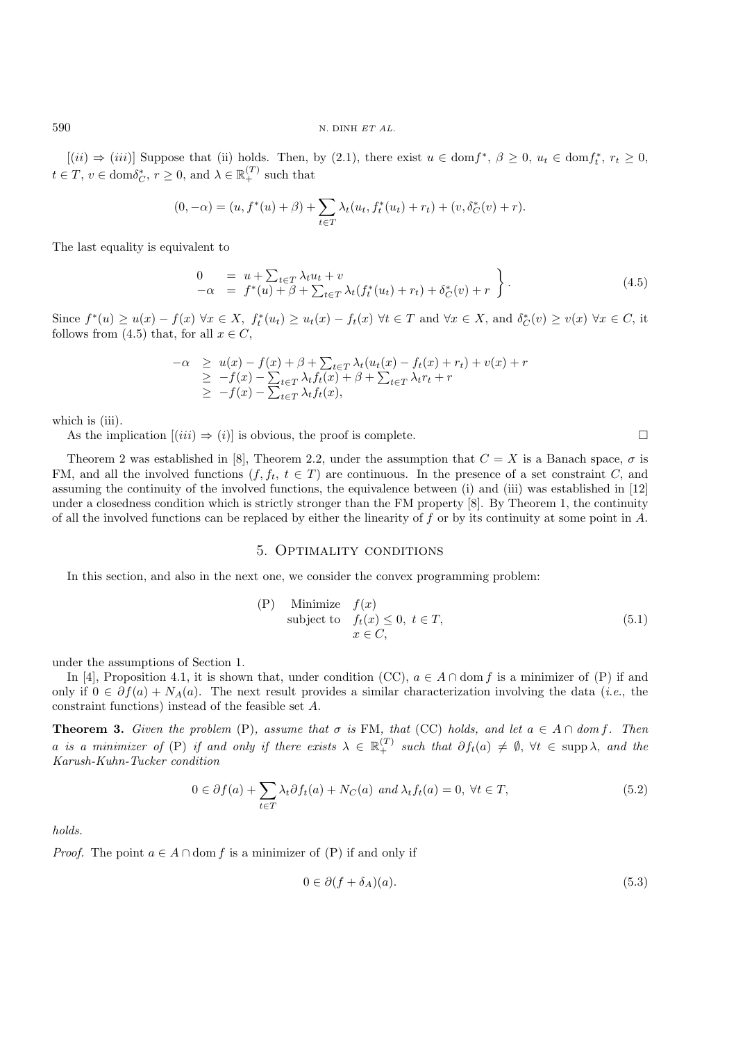[$(ii) \Rightarrow (iii)$] Suppose that (ii) holds. Then, by (2.1), there exist $u \in \text{dom}f^*$, $\beta \geq 0$, $u_t \in \text{dom}f_t^*$, $r_t \geq 0$, $t \in T$, $v \in \text{dom}\delta_C^*$, $r \geq 0$, and $\lambda \in \mathbb{R}_+^{(T)}$ such that

$$(0, -\alpha) = (u, f^*(u) + \beta) + \sum_{t \in T} \lambda_t (u_t, f_t^*(u_t) + r_t) + (v, \delta_C^*(v) + r).$$

The last equality is equivalent to

$$\left.\begin{array}{rcl} 0 & = & u + \sum_{t \in T} \lambda_t u_t + v \\ -\alpha & = & f^*(u) + \beta + \sum_{t \in T} \lambda_t (f_t^*(u_t) + r_t) + \delta_C^*(v) + r \end{array}\right\}. \tag{4.5}$$

Since $f^*(u) \geq u(x) - f(x)$ $\forall x \in X$, $f_t^*(u_t) \geq u_t(x) - f_t(x)$ $\forall t \in T$ and $\forall x \in X$, and $\delta_C^*(v) \geq v(x)$ $\forall x \in C$, it follows from (4.5) that, for all $x \in C$,

$$\begin{array}{rcl} -\alpha & \geq & u(x) - f(x) + \beta + \sum_{t \in T} \lambda_t (u_t(x) - f_t(x) + r_t) + v(x) + r \\ & \geq & -f(x) - \sum_{t \in T} \lambda_t f_t(x) + \beta + \sum_{t \in T} \lambda_t r_t + r \\ & \geq & -f(x) - \sum_{t \in T} \lambda_t f_t(x), \end{array}$$

which is (iii).

As the implication [$(iii) \Rightarrow (i)$] is obvious, the proof is complete. □

Theorem 2 was established in [8], Theorem 2.2, under the assumption that $C = X$ is a Banach space, $\sigma$ is FM, and all the involved functions ($f, f_t$, $t \in T$) are continuous. In the presence of a set constraint $C$, and assuming the continuity of the involved functions, the equivalence between (i) and (iii) was established in [12] under a closedness condition which is strictly stronger than the FM property [8]. By Theorem 1, the continuity of all the involved functions can be replaced by either the linearity of $f$ or by its continuity at some point in $A$.

## 5. Optimality conditions

In this section, and also in the next one, we consider the convex programming problem:

$$\begin{array}{lll} \text{(P)} & \text{Minimize} & f(x) \\ & \text{subject to} & f_t(x) \leq 0, \ t \in T, \\ & & x \in C, \end{array} \tag{5.1}$$

under the assumptions of Section 1.

In [4], Proposition 4.1, it is shown that, under condition (CC), $a \in A \cap \text{dom}\, f$ is a minimizer of (P) if and only if $0 \in \partial f(a) + N_A(a)$. The next result provides a similar characterization involving the data (*i.e.*, the constraint functions) instead of the feasible set $A$.

**Theorem 3.** *Given the problem* (P)*, assume that $\sigma$ is* FM*, that* (CC) *holds, and let $a \in A \cap \text{dom}\, f$. Then $a$ is a minimizer of* (P) *if and only if there exists $\lambda \in \mathbb{R}_+^{(T)}$ such that $\partial f_t(a) \neq \emptyset$, $\forall t \in \text{supp}\,\lambda$, and the Karush-Kuhn-Tucker condition*

$$0 \in \partial f(a) + \sum_{t \in T} \lambda_t \partial f_t(a) + N_C(a) \text{ and } \lambda_t f_t(a) = 0, \ \forall t \in T, \tag{5.2}$$

*holds.*

*Proof.* The point $a \in A \cap \text{dom}\, f$ is a minimizer of (P) if and only if

$$0 \in \partial(f + \delta_A)(a). \tag{5.3}$$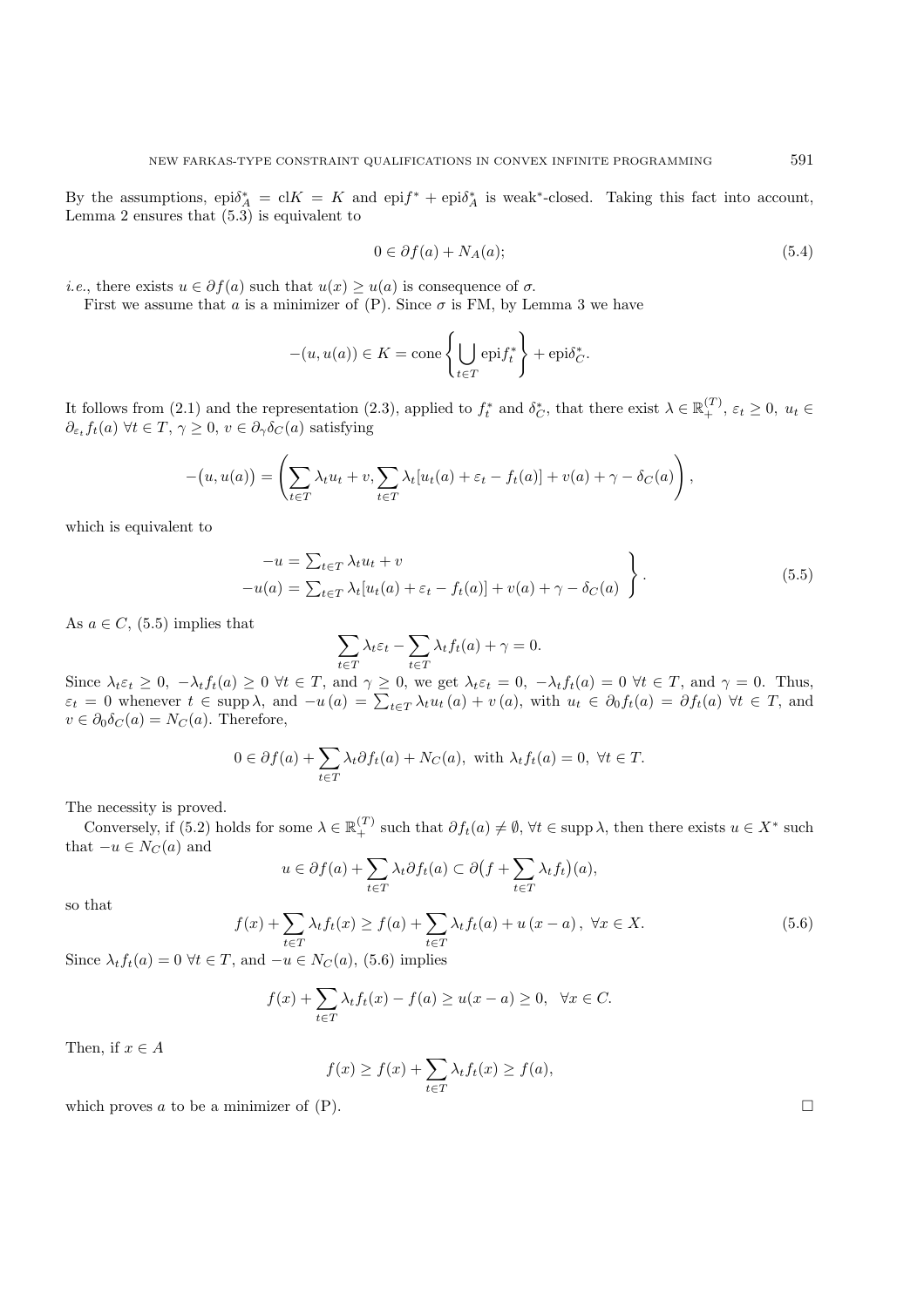By the assumptions, $\operatorname{epi}\delta_A^* = \operatorname{cl}K = K$ and $\operatorname{epi}f^* + \operatorname{epi}\delta_A^*$ is weak*-closed. Taking this fact into account, Lemma 2 ensures that (5.3) is equivalent to

$$0 \in \partial f(a) + N_A(a); \tag{5.4}$$

*i.e.*, there exists $u \in \partial f(a)$ such that $u(x) \geq u(a)$ is consequence of $\sigma$.

First we assume that $a$ is a minimizer of (P). Since $\sigma$ is FM, by Lemma 3 we have

$$-(u, u(a)) \in K = \operatorname{cone}\left\{\bigcup_{t \in T} \operatorname{epi}f_t^*\right\} + \operatorname{epi}\delta_C^*.$$

It follows from (2.1) and the representation (2.3), applied to $f_t^*$ and $\delta_C^*$, that there exist $\lambda \in \mathbb{R}_+^{(T)}$, $\varepsilon_t \geq 0$, $u_t \in \partial_{\varepsilon_t} f_t(a)$ $\forall t \in T$, $\gamma \geq 0$, $v \in \partial_\gamma \delta_C(a)$ satisfying

$$-\big(u, u(a)\big) = \left(\sum_{t \in T} \lambda_t u_t + v, \sum_{t \in T} \lambda_t [u_t(a) + \varepsilon_t - f_t(a)] + v(a) + \gamma - \delta_C(a)\right),$$

which is equivalent to

$$\left.\begin{aligned} -u &= \textstyle\sum_{t \in T} \lambda_t u_t + v \\ -u(a) &= \textstyle\sum_{t \in T} \lambda_t [u_t(a) + \varepsilon_t - f_t(a)] + v(a) + \gamma - \delta_C(a) \end{aligned}\right\}. \tag{5.5}$$

As $a \in C$, (5.5) implies that

$$\sum_{t \in T} \lambda_t \varepsilon_t - \sum_{t \in T} \lambda_t f_t(a) + \gamma = 0.$$

Since $\lambda_t \varepsilon_t \geq 0$, $-\lambda_t f_t(a) \geq 0$ $\forall t \in T$, and $\gamma \geq 0$, we get $\lambda_t \varepsilon_t = 0$, $-\lambda_t f_t(a) = 0$ $\forall t \in T$, and $\gamma = 0$. Thus, $\varepsilon_t = 0$ whenever $t \in \operatorname{supp}\lambda$, and $-u\,(a) = \sum_{t \in T} \lambda_t u_t\,(a) + v\,(a)$, with $u_t \in \partial_0 f_t(a) = \partial f_t(a)$ $\forall t \in T$, and $v \in \partial_0 \delta_C(a) = N_C(a)$. Therefore,

$$0 \in \partial f(a) + \sum_{t \in T} \lambda_t \partial f_t(a) + N_C(a), \text{ with } \lambda_t f_t(a) = 0, \ \forall t \in T.$$

The necessity is proved.

Conversely, if (5.2) holds for some $\lambda \in \mathbb{R}_+^{(T)}$ such that $\partial f_t(a) \neq \emptyset$, $\forall t \in \operatorname{supp}\lambda$, then there exists $u \in X^*$ such that $-u \in N_C(a)$ and

$$u \in \partial f(a) + \sum_{t \in T} \lambda_t \partial f_t(a) \subset \partial\big(f + \sum_{t \in T} \lambda_t f_t\big)(a),$$

so that

$$f(x) + \sum_{t \in T} \lambda_t f_t(x) \geq f(a) + \sum_{t \in T} \lambda_t f_t(a) + u\,(x - a)\,, \ \forall x \in X. \tag{5.6}$$

Since $\lambda_t f_t(a) = 0$ $\forall t \in T$, and $-u \in N_C(a)$, (5.6) implies

$$f(x) + \sum_{t \in T} \lambda_t f_t(x) - f(a) \geq u(x - a) \geq 0, \quad \forall x \in C.$$

Then, if $x \in A$

$$f(x) \geq f(x) + \sum_{t \in T} \lambda_t f_t(x) \geq f(a),$$

which proves $a$ to be a minimizer of (P). $\square$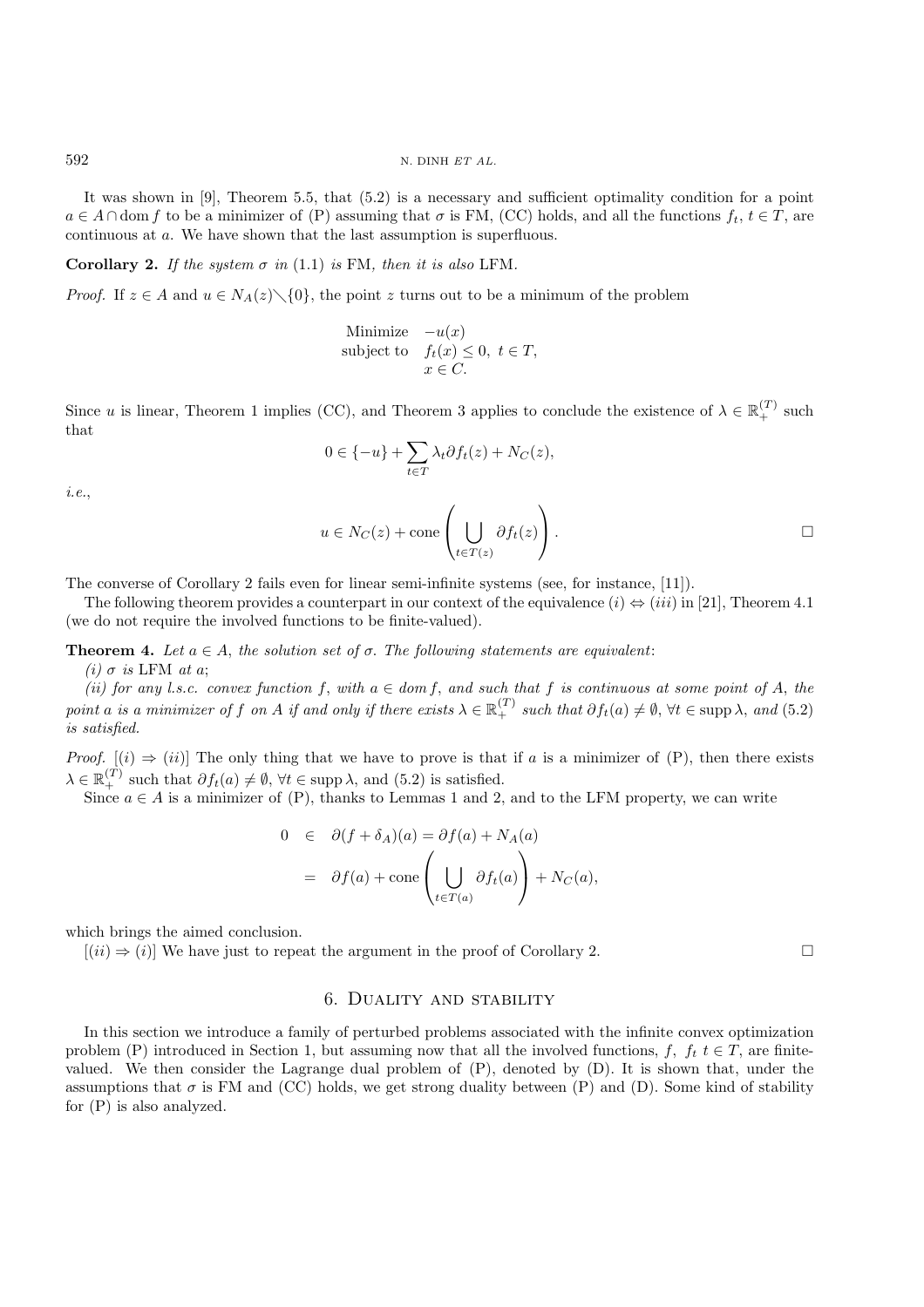It was shown in [9], Theorem 5.5, that (5.2) is a necessary and sufficient optimality condition for a point $a \in A \cap \operatorname{dom} f$ to be a minimizer of (P) assuming that $\sigma$ is FM, (CC) holds, and all the functions $f_t$, $t \in T$, are continuous at $a$. We have shown that the last assumption is superfluous.

**Corollary 2.** *If the system $\sigma$ in* (1.1) *is* FM*, then it is also* LFM.

*Proof.* If $z \in A$ and $u \in N_A(z) \setminus \{0\}$, the point $z$ turns out to be a minimum of the problem

$$
\begin{array}{ll}
\text{Minimize} & -u(x) \\
\text{subject to} & f_t(x) \leq 0,\ t \in T, \\
 & x \in C.
\end{array}
$$

Since $u$ is linear, Theorem 1 implies (CC), and Theorem 3 applies to conclude the existence of $\lambda \in \mathbb{R}_+^{(T)}$ such that

$$
0 \in \{-u\} + \sum_{t \in T} \lambda_t \partial f_t(z) + N_C(z),
$$

*i.e.*,

$$
u \in N_C(z) + \operatorname{cone}\left( \bigcup_{t \in T(z)} \partial f_t(z) \right). \qquad \square
$$

The converse of Corollary 2 fails even for linear semi-infinite systems (see, for instance, [11]).

The following theorem provides a counterpart in our context of the equivalence $(i) \Leftrightarrow (iii)$ in [21], Theorem 4.1 (we do not require the involved functions to be finite-valued).

**Theorem 4.** *Let $a \in A$, the solution set of $\sigma$. The following statements are equivalent*:

*(i) $\sigma$ is* LFM *at $a$;*

*(ii) for any l.s.c. convex function $f$, with $a \in \operatorname{dom} f$, and such that $f$ is continuous at some point of $A$, the point $a$ is a minimizer of $f$ on $A$ if and only if there exists $\lambda \in \mathbb{R}_+^{(T)}$ such that $\partial f_t(a) \neq \emptyset$, $\forall t \in \operatorname{supp} \lambda$, and* (5.2) *is satisfied.*

*Proof.* $[(i) \Rightarrow (ii)]$ The only thing that we have to prove is that if $a$ is a minimizer of (P), then there exists $\lambda \in \mathbb{R}_+^{(T)}$ such that $\partial f_t(a) \neq \emptyset$, $\forall t \in \operatorname{supp} \lambda$, and (5.2) is satisfied.

Since $a \in A$ is a minimizer of (P), thanks to Lemmas 1 and 2, and to the LFM property, we can write

$$
\begin{aligned}
0 \quad &\in \quad \partial(f + \delta_A)(a) = \partial f(a) + N_A(a) \\
&= \quad \partial f(a) + \operatorname{cone}\left( \bigcup_{t \in T(a)} \partial f_t(a) \right) + N_C(a),
\end{aligned}
$$

which brings the aimed conclusion.

$[(ii) \Rightarrow (i)]$ We have just to repeat the argument in the proof of Corollary 2. $\square$

## 6. Duality and stability

In this section we introduce a family of perturbed problems associated with the infinite convex optimization problem (P) introduced in Section 1, but assuming now that all the involved functions, $f$, $f_t$ $t \in T$, are finite-valued. We then consider the Lagrange dual problem of (P), denoted by (D). It is shown that, under the assumptions that $\sigma$ is FM and (CC) holds, we get strong duality between (P) and (D). Some kind of stability for (P) is also analyzed.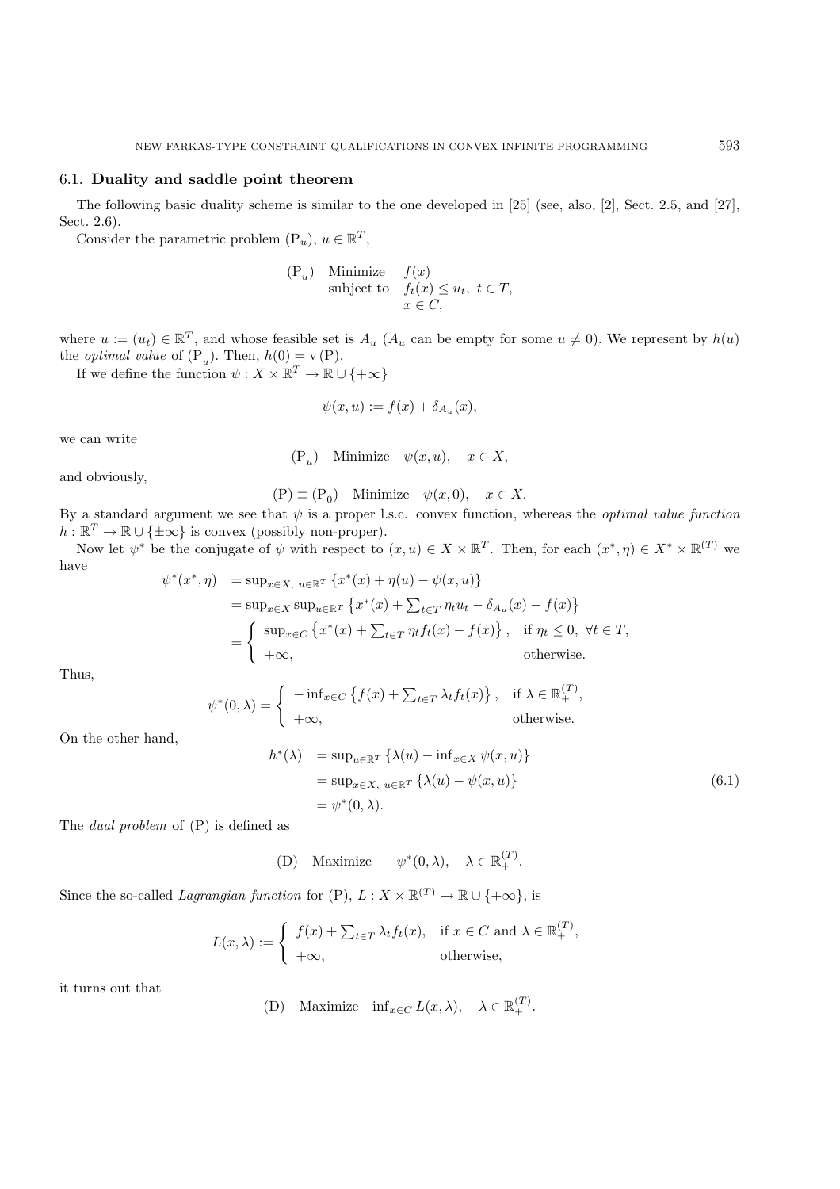### 6.1. **Duality and saddle point theorem**

The following basic duality scheme is similar to the one developed in [25] (see, also, [2], Sect. 2.5, and [27], Sect. 2.6).

Consider the parametric problem $(\mathrm{P}_u)$, $u \in \mathbb{R}^T$,

$$
\begin{array}{lll}
(\mathrm{P}_u) & \text{Minimize} & f(x) \\
 & \text{subject to} & f_t(x) \leq u_t, \ t \in T, \\
 & & x \in C,
\end{array}
$$

where $u := (u_t) \in \mathbb{R}^T$, and whose feasible set is $A_u$ ($A_u$ can be empty for some $u \neq 0$). We represent by $h(u)$ the *optimal value* of $(\mathrm{P}_u)$. Then, $h(0) = \mathrm{v}\,(\mathrm{P})$.

If we define the function $\psi : X \times \mathbb{R}^T \to \mathbb{R} \cup \{+\infty\}$

$$
\psi(x, u) := f(x) + \delta_{A_u}(x),
$$

we can write

$$
(\mathrm{P}_u) \quad \text{Minimize} \quad \psi(x, u), \quad x \in X,
$$

and obviously,

$$
(\mathrm{P}) \equiv (\mathrm{P}_0) \quad \text{Minimize} \quad \psi(x, 0), \quad x \in X.
$$

By a standard argument we see that $\psi$ is a proper l.s.c. convex function, whereas the *optimal value function* $h : \mathbb{R}^T \to \mathbb{R} \cup \{\pm\infty\}$ is convex (possibly non-proper).

Now let $\psi^*$ be the conjugate of $\psi$ with respect to $(x, u) \in X \times \mathbb{R}^T$. Then, for each $(x^*, \eta) \in X^* \times \mathbb{R}^{(T)}$ we have

$$
\begin{aligned}
\psi^*(x^*, \eta) &= \sup_{x \in X,\ u \in \mathbb{R}^T} \{x^*(x) + \eta(u) - \psi(x, u)\} \\
&= \sup_{x \in X} \sup_{u \in \mathbb{R}^T} \left\{x^*(x) + \textstyle\sum_{t \in T} \eta_t u_t - \delta_{A_u}(x) - f(x)\right\} \\
&= \begin{cases} \sup_{x \in C} \left\{x^*(x) + \sum_{t \in T} \eta_t f_t(x) - f(x)\right\}, & \text{if } \eta_t \leq 0, \ \forall t \in T, \\ +\infty, & \text{otherwise.} \end{cases}
\end{aligned}
$$

Thus,

$$
\psi^*(0, \lambda) = \begin{cases} -\inf_{x \in C} \left\{f(x) + \sum_{t \in T} \lambda_t f_t(x)\right\}, & \text{if } \lambda \in \mathbb{R}_+^{(T)}, \\ +\infty, & \text{otherwise.} \end{cases}
$$

On the other hand,

$$
\begin{aligned}
h^*(\lambda) &= \sup_{u \in \mathbb{R}^T} \{\lambda(u) - \inf_{x \in X} \psi(x, u)\} \\
&= \sup_{x \in X,\ u \in \mathbb{R}^T} \{\lambda(u) - \psi(x, u)\} \\
&= \psi^*(0, \lambda).
\end{aligned}
\tag{6.1}
$$

The *dual problem* of (P) is defined as

$$
(\mathrm{D}) \quad \text{Maximize} \quad -\psi^*(0, \lambda), \quad \lambda \in \mathbb{R}_+^{(T)}.
$$

Since the so-called *Lagrangian function* for (P), $L : X \times \mathbb{R}^{(T)} \to \mathbb{R} \cup \{+\infty\}$, is

$$
L(x, \lambda) := \begin{cases} f(x) + \sum_{t \in T} \lambda_t f_t(x), & \text{if } x \in C \text{ and } \lambda \in \mathbb{R}_+^{(T)}, \\ +\infty, & \text{otherwise,} \end{cases}
$$

it turns out that

$$
(\mathrm{D}) \quad \text{Maximize} \quad \inf_{x \in C} L(x, \lambda), \quad \lambda \in \mathbb{R}_+^{(T)}.
$$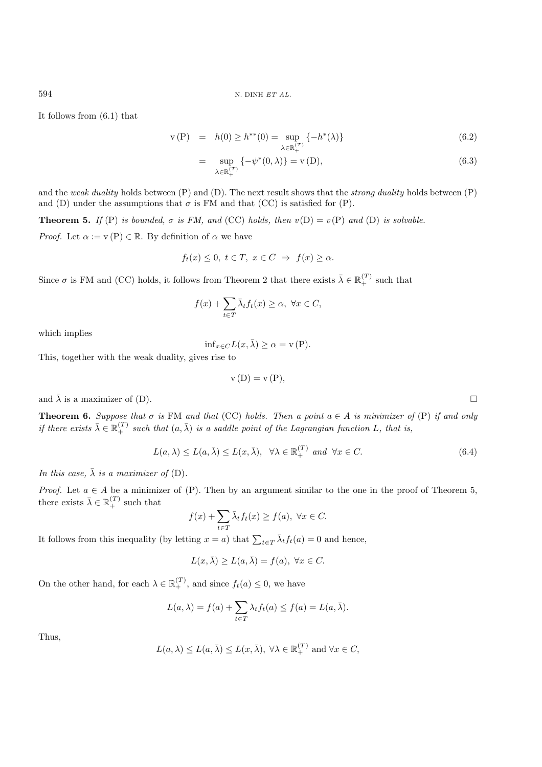It follows from (6.1) that

$$
\begin{aligned}
\mathrm{v}\,(\mathrm{P}) &= h(0) \geq h^{**}(0) = \sup_{\lambda \in \mathbb{R}_+^{(T)}} \{-h^*(\lambda)\} &(6.2)\\
&= \sup_{\lambda \in \mathbb{R}_+^{(T)}} \{-\psi^*(0, \lambda)\} = \mathrm{v}\,(\mathrm{D}), &(6.3)
\end{aligned}
$$

and the *weak duality* holds between (P) and (D). The next result shows that the *strong duality* holds between (P) and (D) under the assumptions that $\sigma$ is FM and that (CC) is satisfied for (P).

**Theorem 5.** *If* (P) *is bounded, $\sigma$ is FM, and* (CC) *holds, then $v(\mathrm{D}) = v(\mathrm{P})$ and* (D) *is solvable.*

*Proof.* Let $\alpha := \mathrm{v}\,(\mathrm{P}) \in \mathbb{R}$. By definition of $\alpha$ we have

$$
f_t(x) \leq 0,\ t \in T,\ x \in C \ \Rightarrow\ f(x) \geq \alpha.
$$

Since $\sigma$ is FM and (CC) holds, it follows from Theorem 2 that there exists $\bar{\lambda} \in \mathbb{R}_+^{(T)}$ such that

$$
f(x) + \sum_{t \in T} \bar{\lambda}_t f_t(x) \geq \alpha,\ \forall x \in C,
$$

which implies

$$
\inf_{x \in C} L(x, \bar{\lambda}) \geq \alpha = \mathrm{v}\,(\mathrm{P}).
$$

This, together with the weak duality, gives rise to

$$
\mathrm{v}\,(\mathrm{D}) = \mathrm{v}\,(\mathrm{P}),
$$

and $\bar{\lambda}$ is a maximizer of (D). $\square$

**Theorem 6.** *Suppose that $\sigma$ is* FM *and that* (CC) *holds. Then a point $a \in A$ is minimizer of* (P) *if and only if there exists $\bar{\lambda} \in \mathbb{R}_+^{(T)}$ such that $(a, \bar{\lambda})$ is a saddle point of the Lagrangian function $L$, that is,*

$$
L(a, \lambda) \leq L(a, \bar{\lambda}) \leq L(x, \bar{\lambda}),\ \ \forall \lambda \in \mathbb{R}_+^{(T)} \text{ and } \forall x \in C. \tag{6.4}
$$

*In this case, $\bar{\lambda}$ is a maximizer of* (D).

*Proof.* Let $a \in A$ be a minimizer of (P). Then by an argument similar to the one in the proof of Theorem 5, there exists $\bar{\lambda} \in \mathbb{R}_+^{(T)}$ such that

$$
f(x) + \sum_{t \in T} \bar{\lambda}_t f_t(x) \geq f(a),\ \forall x \in C.
$$

It follows from this inequality (by letting $x = a$) that $\sum_{t \in T} \bar{\lambda}_t f_t(a) = 0$ and hence,

$$
L(x, \bar{\lambda}) \geq L(a, \bar{\lambda}) = f(a),\ \forall x \in C.
$$

On the other hand, for each $\lambda \in \mathbb{R}_+^{(T)}$, and since $f_t(a) \leq 0$, we have

$$
L(a, \lambda) = f(a) + \sum_{t \in T} \lambda_t f_t(a) \leq f(a) = L(a, \bar{\lambda}).
$$

Thus,

$$
L(a, \lambda) \leq L(a, \bar{\lambda}) \leq L(x, \bar{\lambda}),\ \forall \lambda \in \mathbb{R}_+^{(T)} \text{ and } \forall x \in C,
$$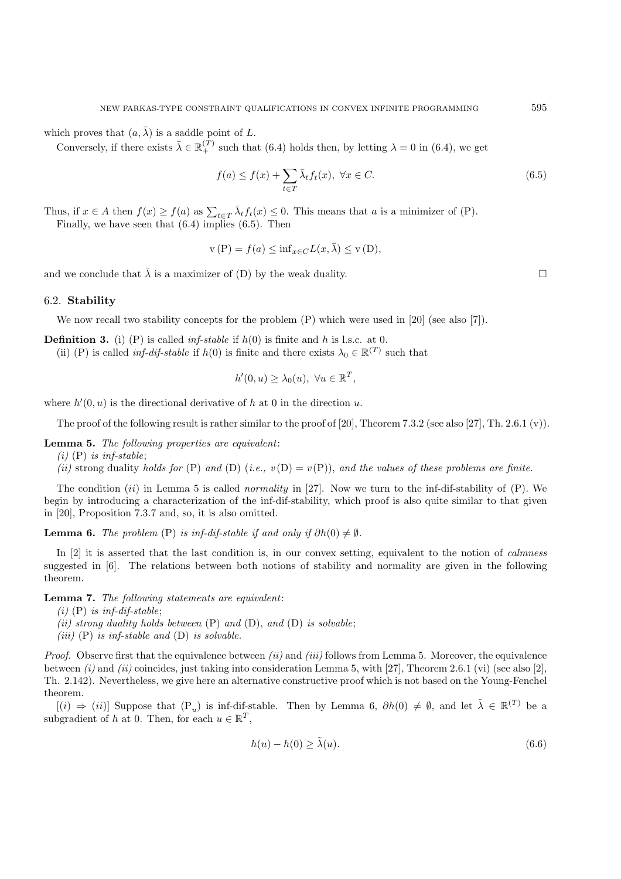which proves that $(a, \bar{\lambda})$ is a saddle point of $L$.

Conversely, if there exists $\bar{\lambda} \in \mathbb{R}_+^{(T)}$ such that (6.4) holds then, by letting $\lambda = 0$ in (6.4), we get

$$f(a) \leq f(x) + \sum_{t \in T} \bar{\lambda}_t f_t(x), \; \forall x \in C. \tag{6.5}$$

Thus, if $x \in A$ then $f(x) \geq f(a)$ as $\sum_{t \in T} \bar{\lambda}_t f_t(x) \leq 0$. This means that $a$ is a minimizer of (P).

Finally, we have seen that (6.4) implies (6.5). Then

$$\mathrm{v}\,(\mathrm{P}) = f(a) \leq \inf_{x \in C} L(x, \bar{\lambda}) \leq \mathrm{v}\,(\mathrm{D}),$$

and we conclude that $\bar{\lambda}$ is a maximizer of (D) by the weak duality. □

### 6.2. **Stability**

We now recall two stability concepts for the problem (P) which were used in [20] (see also [7]).

**Definition 3.** (i) (P) is called *inf-stable* if $h(0)$ is finite and $h$ is l.s.c. at 0.

(ii) (P) is called *inf-dif-stable* if $h(0)$ is finite and there exists $\lambda_0 \in \mathbb{R}^{(T)}$ such that

$$h'(0, u) \geq \lambda_0(u), \; \forall u \in \mathbb{R}^T,$$

where $h'(0, u)$ is the directional derivative of $h$ at 0 in the direction $u$.

The proof of the following result is rather similar to the proof of [20], Theorem 7.3.2 (see also [27], Th. 2.6.1 (v)).

**Lemma 5.** *The following properties are equivalent*:

*(i)* (P) *is inf-stable*;

*(ii)* strong duality *holds for* (P) *and* (D) (*i.e.,* $v(\mathrm{D}) = v(\mathrm{P})$), *and the values of these problems are finite.*

The condition *(ii)* in Lemma 5 is called *normality* in [27]. Now we turn to the inf-dif-stability of (P). We begin by introducing a characterization of the inf-dif-stability, which proof is also quite similar to that given in [20], Proposition 7.3.7 and, so, it is also omitted.

**Lemma 6.** *The problem* (P) *is inf-dif-stable if and only if* $\partial h(0) \neq \emptyset$.

In [2] it is asserted that the last condition is, in our convex setting, equivalent to the notion of *calmness* suggested in [6]. The relations between both notions of stability and normality are given in the following theorem.

**Lemma 7.** *The following statements are equivalent*:

*(i)* (P) *is inf-dif-stable*;

*(ii) strong duality holds between* (P) *and* (D), *and* (D) *is solvable*;

*(iii)* (P) *is inf-stable and* (D) *is solvable.*

*Proof.* Observe first that the equivalence between *(ii)* and *(iii)* follows from Lemma 5. Moreover, the equivalence between *(i)* and *(ii)* coincides, just taking into consideration Lemma 5, with [27], Theorem 2.6.1 (vi) (see also [2], Th. 2.142). Nevertheless, we give here an alternative constructive proof which is not based on the Young-Fenchel theorem.

[*(i)* ⇒ *(ii)*] Suppose that $(\mathrm{P}_u)$ is inf-dif-stable. Then by Lemma 6, $\partial h(0) \neq \emptyset$, and let $\tilde{\lambda} \in \mathbb{R}^{(T)}$ be a subgradient of $h$ at 0. Then, for each $u \in \mathbb{R}^T$,

$$h(u) - h(0) \geq \tilde{\lambda}(u). \tag{6.6}$$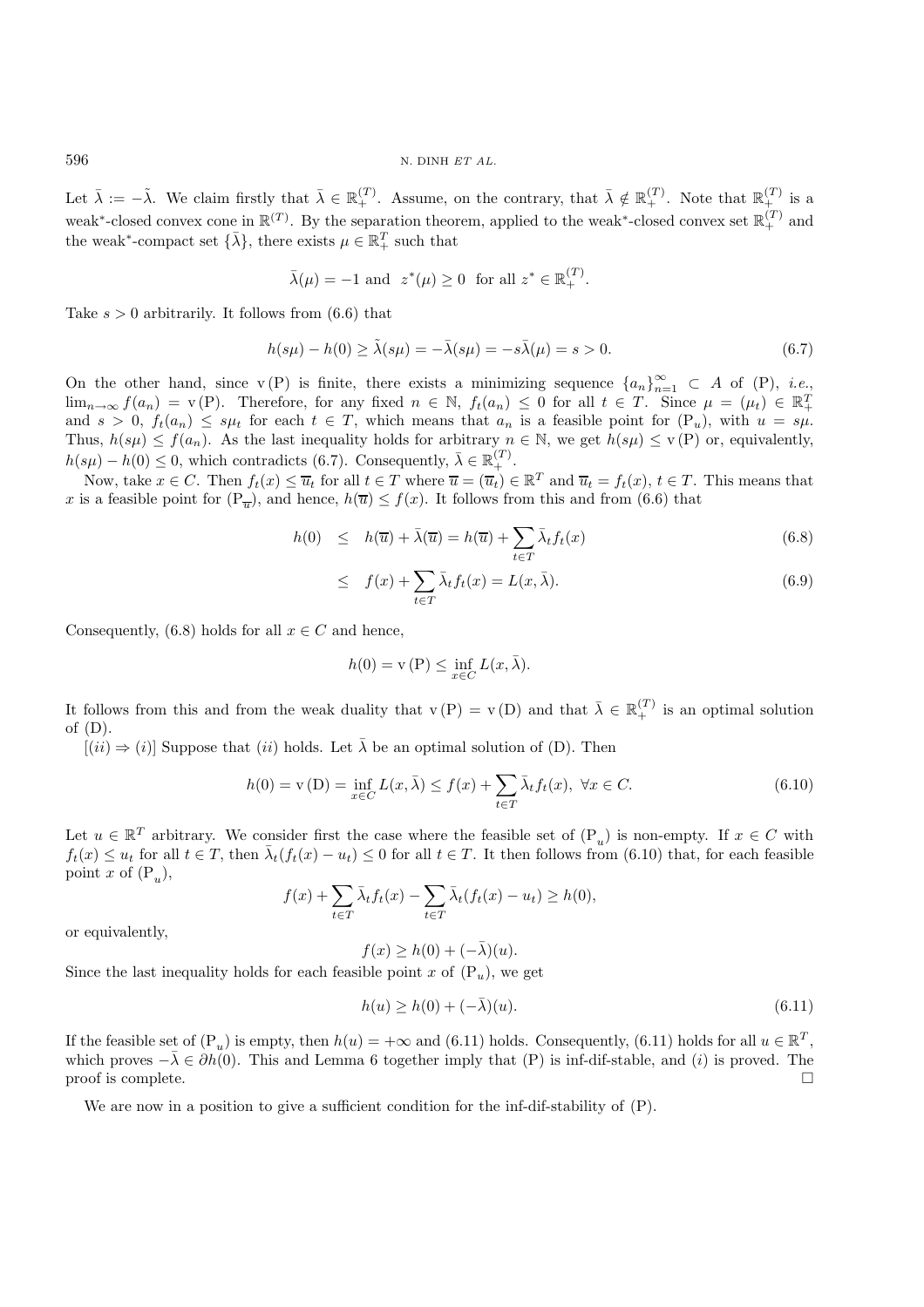Let $\bar{\lambda} := -\tilde{\lambda}$. We claim firstly that $\bar{\lambda} \in \mathbb{R}_+^{(T)}$. Assume, on the contrary, that $\bar{\lambda} \notin \mathbb{R}_+^{(T)}$. Note that $\mathbb{R}_+^{(T)}$ is a weak*-closed convex cone in $\mathbb{R}^{(T)}$. By the separation theorem, applied to the weak*-closed convex set $\mathbb{R}_+^{(T)}$ and the weak*-compact set $\{\bar{\lambda}\}$, there exists $\mu \in \mathbb{R}_+^T$ such that

$$\bar{\lambda}(\mu) = -1 \text{ and } z^*(\mu) \geq 0 \text{ for all } z^* \in \mathbb{R}_+^{(T)}.$$

Take $s > 0$ arbitrarily. It follows from (6.6) that

$$h(s\mu) - h(0) \geq \tilde{\lambda}(s\mu) = -\bar{\lambda}(s\mu) = -s\bar{\lambda}(\mu) = s > 0. \tag{6.7}$$

On the other hand, since $\mathrm{v}(\mathrm{P})$ is finite, there exists a minimizing sequence $\{a_n\}_{n=1}^\infty \subset A$ of (P), *i.e.*, $\lim_{n\to\infty} f(a_n) = \mathrm{v}(\mathrm{P})$. Therefore, for any fixed $n \in \mathbb{N}$, $f_t(a_n) \leq 0$ for all $t \in T$. Since $\mu = (\mu_t) \in \mathbb{R}_+^T$ and $s > 0$, $f_t(a_n) \leq s\mu_t$ for each $t \in T$, which means that $a_n$ is a feasible point for $(\mathrm{P}_u)$, with $u = s\mu$. Thus, $h(s\mu) \leq f(a_n)$. As the last inequality holds for arbitrary $n \in \mathbb{N}$, we get $h(s\mu) \leq \mathrm{v}(\mathrm{P})$ or, equivalently, $h(s\mu) - h(0) \leq 0$, which contradicts (6.7). Consequently, $\bar{\lambda} \in \mathbb{R}_+^{(T)}$.

Now, take $x \in C$. Then $f_t(x) \leq \overline{u}_t$ for all $t \in T$ where $\overline{u} = (\overline{u}_t) \in \mathbb{R}^T$ and $\overline{u}_t = f_t(x)$, $t \in T$. This means that $x$ is a feasible point for $(\mathrm{P}_{\overline{u}})$, and hence, $h(\overline{u}) \leq f(x)$. It follows from this and from (6.6) that

$$\begin{aligned} h(0) &\leq h(\overline{u}) + \bar{\lambda}(\overline{u}) = h(\overline{u}) + \sum_{t\in T} \bar{\lambda}_t f_t(x) \qquad (6.8) \\ &\leq f(x) + \sum_{t\in T} \bar{\lambda}_t f_t(x) = L(x, \bar{\lambda}). \qquad (6.9) \end{aligned}$$

Consequently, (6.8) holds for all $x \in C$ and hence,

$$h(0) = \mathrm{v}(\mathrm{P}) \leq \inf_{x\in C} L(x, \bar{\lambda}).$$

It follows from this and from the weak duality that $\mathrm{v}(\mathrm{P}) = \mathrm{v}(\mathrm{D})$ and that $\bar{\lambda} \in \mathbb{R}_+^{(T)}$ is an optimal solution of (D).

$[(ii) \Rightarrow (i)]$ Suppose that $(ii)$ holds. Let $\bar{\lambda}$ be an optimal solution of (D). Then

$$h(0) = \mathrm{v}(\mathrm{D}) = \inf_{x\in C} L(x, \bar{\lambda}) \leq f(x) + \sum_{t\in T} \bar{\lambda}_t f_t(x), \ \forall x \in C. \tag{6.10}$$

Let $u \in \mathbb{R}^T$ arbitrary. We consider first the case where the feasible set of $(\mathrm{P}_u)$ is non-empty. If $x \in C$ with $f_t(x) \leq u_t$ for all $t \in T$, then $\bar{\lambda}_t(f_t(x) - u_t) \leq 0$ for all $t \in T$. It then follows from (6.10) that, for each feasible point $x$ of $(\mathrm{P}_u)$,

$$f(x) + \sum_{t\in T} \bar{\lambda}_t f_t(x) - \sum_{t\in T} \bar{\lambda}_t (f_t(x) - u_t) \geq h(0),$$

or equivalently,

$$f(x) \geq h(0) + (-\bar{\lambda})(u).$$

Since the last inequality holds for each feasible point $x$ of $(\mathrm{P}_u)$, we get

$$h(u) \geq h(0) + (-\bar{\lambda})(u). \tag{6.11}$$

If the feasible set of $(\mathrm{P}_u)$ is empty, then $h(u) = +\infty$ and (6.11) holds. Consequently, (6.11) holds for all $u \in \mathbb{R}^T$, which proves $-\bar{\lambda} \in \partial h(0)$. This and Lemma 6 together imply that (P) is inf-dif-stable, and $(i)$ is proved. The proof is complete. $\square$

We are now in a position to give a sufficient condition for the inf-dif-stability of (P).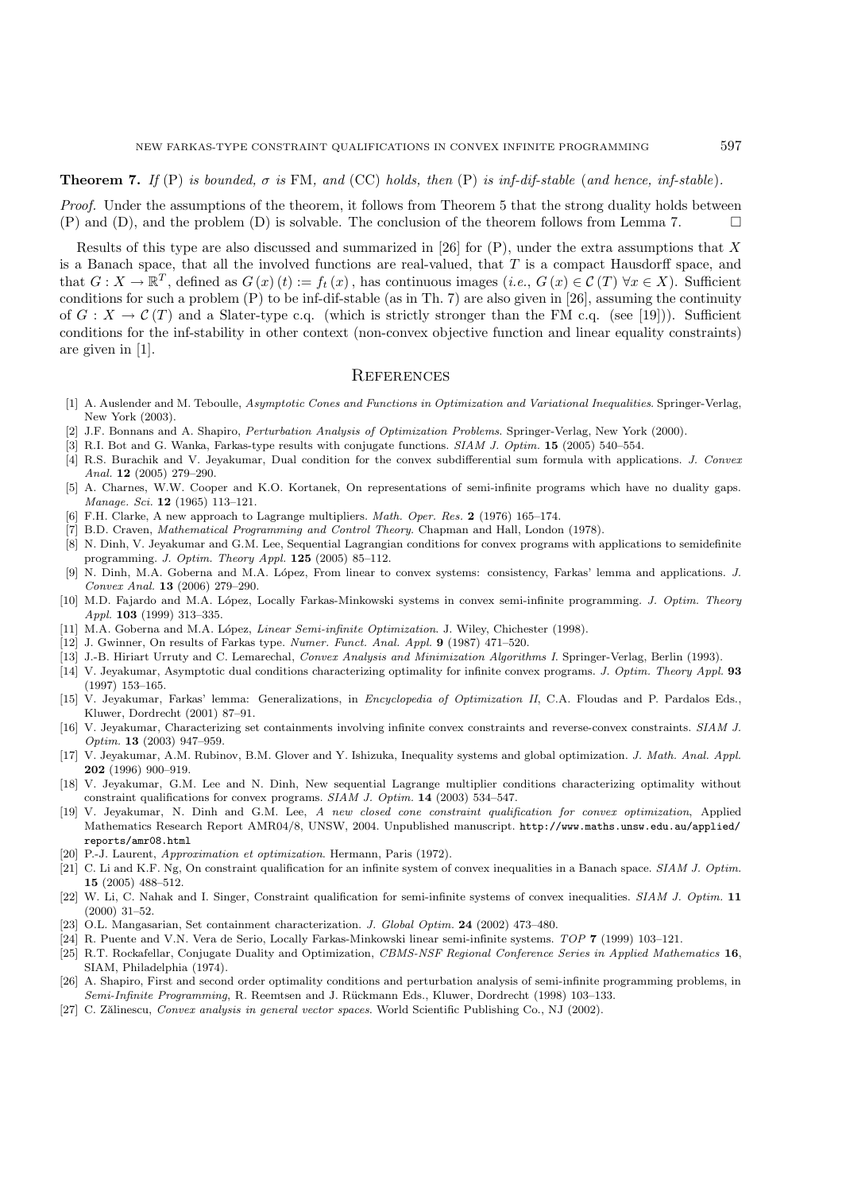**Theorem 7.** *If* (P) *is bounded,* $\sigma$ *is* FM*, and* (CC) *holds, then* (P) *is inf-dif-stable* (*and hence, inf-stable*)*.*

*Proof.* Under the assumptions of the theorem, it follows from Theorem 5 that the strong duality holds between (P) and (D), and the problem (D) is solvable. The conclusion of the theorem follows from Lemma 7. $\square$

Results of this type are also discussed and summarized in [26] for (P), under the extra assumptions that $X$ is a Banach space, that all the involved functions are real-valued, that $T$ is a compact Hausdorff space, and that $G : X \to \mathbb{R}^T$, defined as $G(x)(t) := f_t(x)$, has continuous images (*i.e.*, $G(x) \in \mathcal{C}(T)$ $\forall x \in X$). Sufficient conditions for such a problem (P) to be inf-dif-stable (as in Th. 7) are also given in [26], assuming the continuity of $G : X \to \mathcal{C}(T)$ and a Slater-type c.q. (which is strictly stronger than the FM c.q. (see [19])). Sufficient conditions for the inf-stability in other context (non-convex objective function and linear equality constraints) are given in [1].

## References

[1] A. Auslender and M. Teboulle, *Asymptotic Cones and Functions in Optimization and Variational Inequalities*. Springer-Verlag, New York (2003).

[2] J.F. Bonnans and A. Shapiro, *Perturbation Analysis of Optimization Problems*. Springer-Verlag, New York (2000).

[3] R.I. Bot and G. Wanka, Farkas-type results with conjugate functions. *SIAM J. Optim.* **15** (2005) 540–554.

[4] R.S. Burachik and V. Jeyakumar, Dual condition for the convex subdifferential sum formula with applications. *J. Convex Anal.* **12** (2005) 279–290.

[5] A. Charnes, W.W. Cooper and K.O. Kortanek, On representations of semi-infinite programs which have no duality gaps. *Manage. Sci.* **12** (1965) 113–121.

[6] F.H. Clarke, A new approach to Lagrange multipliers. *Math. Oper. Res.* **2** (1976) 165–174.

[7] B.D. Craven, *Mathematical Programming and Control Theory*. Chapman and Hall, London (1978).

[8] N. Dinh, V. Jeyakumar and G.M. Lee, Sequential Lagrangian conditions for convex programs with applications to semidefinite programming. *J. Optim. Theory Appl.* **125** (2005) 85–112.

[9] N. Dinh, M.A. Goberna and M.A. López, From linear to convex systems: consistency, Farkas' lemma and applications. *J. Convex Anal.* **13** (2006) 279–290.

[10] M.D. Fajardo and M.A. López, Locally Farkas-Minkowski systems in convex semi-infinite programming. *J. Optim. Theory Appl.* **103** (1999) 313–335.

[11] M.A. Goberna and M.A. López, *Linear Semi-infinite Optimization*. J. Wiley, Chichester (1998).

[12] J. Gwinner, On results of Farkas type. *Numer. Funct. Anal. Appl.* **9** (1987) 471–520.

[13] J.-B. Hiriart Urruty and C. Lemarechal, *Convex Analysis and Minimization Algorithms I*. Springer-Verlag, Berlin (1993).

[14] V. Jeyakumar, Asymptotic dual conditions characterizing optimality for infinite convex programs. *J. Optim. Theory Appl.* **93** (1997) 153–165.

[15] V. Jeyakumar, Farkas' lemma: Generalizations, in *Encyclopedia of Optimization II*, C.A. Floudas and P. Pardalos Eds., Kluwer, Dordrecht (2001) 87–91.

[16] V. Jeyakumar, Characterizing set containments involving infinite convex constraints and reverse-convex constraints. *SIAM J. Optim.* **13** (2003) 947–959.

[17] V. Jeyakumar, A.M. Rubinov, B.M. Glover and Y. Ishizuka, Inequality systems and global optimization. *J. Math. Anal. Appl.* **202** (1996) 900–919.

[18] V. Jeyakumar, G.M. Lee and N. Dinh, New sequential Lagrange multiplier conditions characterizing optimality without constraint qualifications for convex programs. *SIAM J. Optim.* **14** (2003) 534–547.

[19] V. Jeyakumar, N. Dinh and G.M. Lee, *A new closed cone constraint qualification for convex optimization*, Applied Mathematics Research Report AMR04/8, UNSW, 2004. Unpublished manuscript. http://www.maths.unsw.edu.au/applied/reports/amr08.html

[20] P.-J. Laurent, *Approximation et optimization*. Hermann, Paris (1972).

[21] C. Li and K.F. Ng, On constraint qualification for an infinite system of convex inequalities in a Banach space. *SIAM J. Optim.* **15** (2005) 488–512.

[22] W. Li, C. Nahak and I. Singer, Constraint qualification for semi-infinite systems of convex inequalities. *SIAM J. Optim.* **11** (2000) 31–52.

[23] O.L. Mangasarian, Set containment characterization. *J. Global Optim.* **24** (2002) 473–480.

[24] R. Puente and V.N. Vera de Serio, Locally Farkas-Minkowski linear semi-infinite systems. *TOP* **7** (1999) 103–121.

[25] R.T. Rockafellar, Conjugate Duality and Optimization, *CBMS-NSF Regional Conference Series in Applied Mathematics* **16**, SIAM, Philadelphia (1974).

[26] A. Shapiro, First and second order optimality conditions and perturbation analysis of semi-infinite programming problems, in *Semi-Infinite Programming*, R. Reemtsen and J. Rückmann Eds., Kluwer, Dordrecht (1998) 103–133.

[27] C. Zălinescu, *Convex analysis in general vector spaces*. World Scientific Publishing Co., NJ (2002).